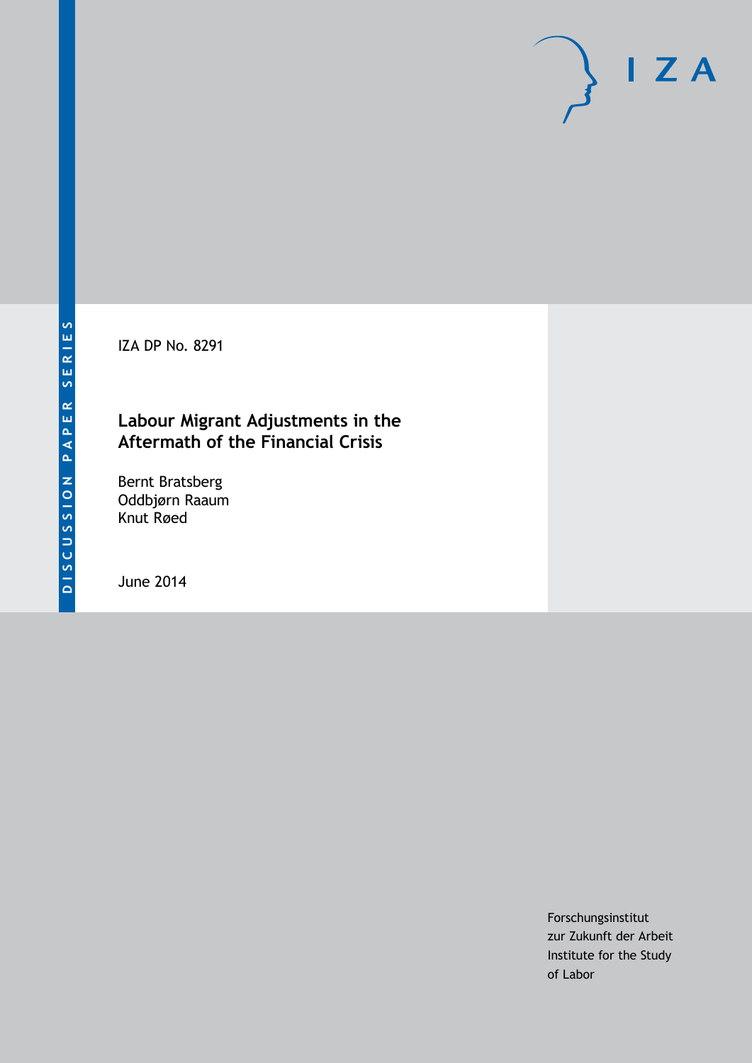DISCUSSION PAPER SERIES

IZA DP No. 8291

# Labour Migrant Adjustments in the Aftermath of the Financial Crisis

Bernt Bratsberg
Oddbjørn Raaum
Knut Røed

June 2014

Forschungsinstitut
zur Zukunft der Arbeit
Institute for the Study
of Labor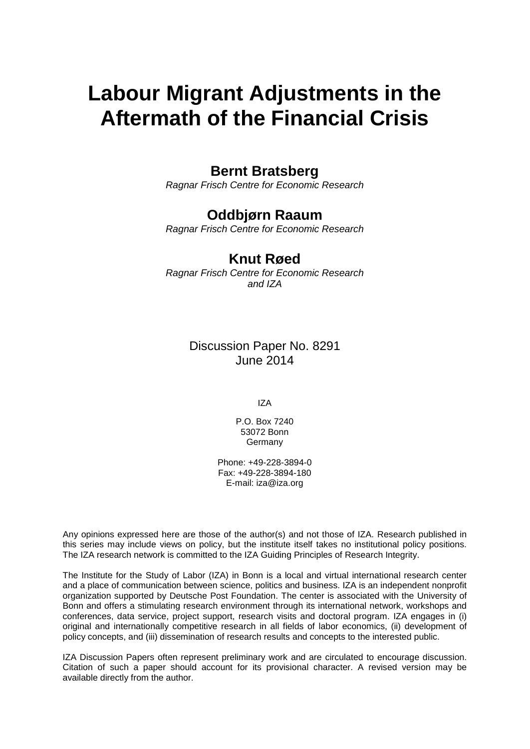# Labour Migrant Adjustments in the Aftermath of the Financial Crisis

**Bernt Bratsberg**

*Ragnar Frisch Centre for Economic Research*

**Oddbjørn Raaum**

*Ragnar Frisch Centre for Economic Research*

**Knut Røed**

*Ragnar Frisch Centre for Economic Research and IZA*

Discussion Paper No. 8291
June 2014

IZA

P.O. Box 7240
53072 Bonn
Germany

Phone: +49-228-3894-0
Fax: +49-228-3894-180
E-mail: iza@iza.org

Any opinions expressed here are those of the author(s) and not those of IZA. Research published in this series may include views on policy, but the institute itself takes no institutional policy positions. The IZA research network is committed to the IZA Guiding Principles of Research Integrity.

The Institute for the Study of Labor (IZA) in Bonn is a local and virtual international research center and a place of communication between science, politics and business. IZA is an independent nonprofit organization supported by Deutsche Post Foundation. The center is associated with the University of Bonn and offers a stimulating research environment through its international network, workshops and conferences, data service, project support, research visits and doctoral program. IZA engages in (i) original and internationally competitive research in all fields of labor economics, (ii) development of policy concepts, and (iii) dissemination of research results and concepts to the interested public.

IZA Discussion Papers often represent preliminary work and are circulated to encourage discussion. Citation of such a paper should account for its provisional character. A revised version may be available directly from the author.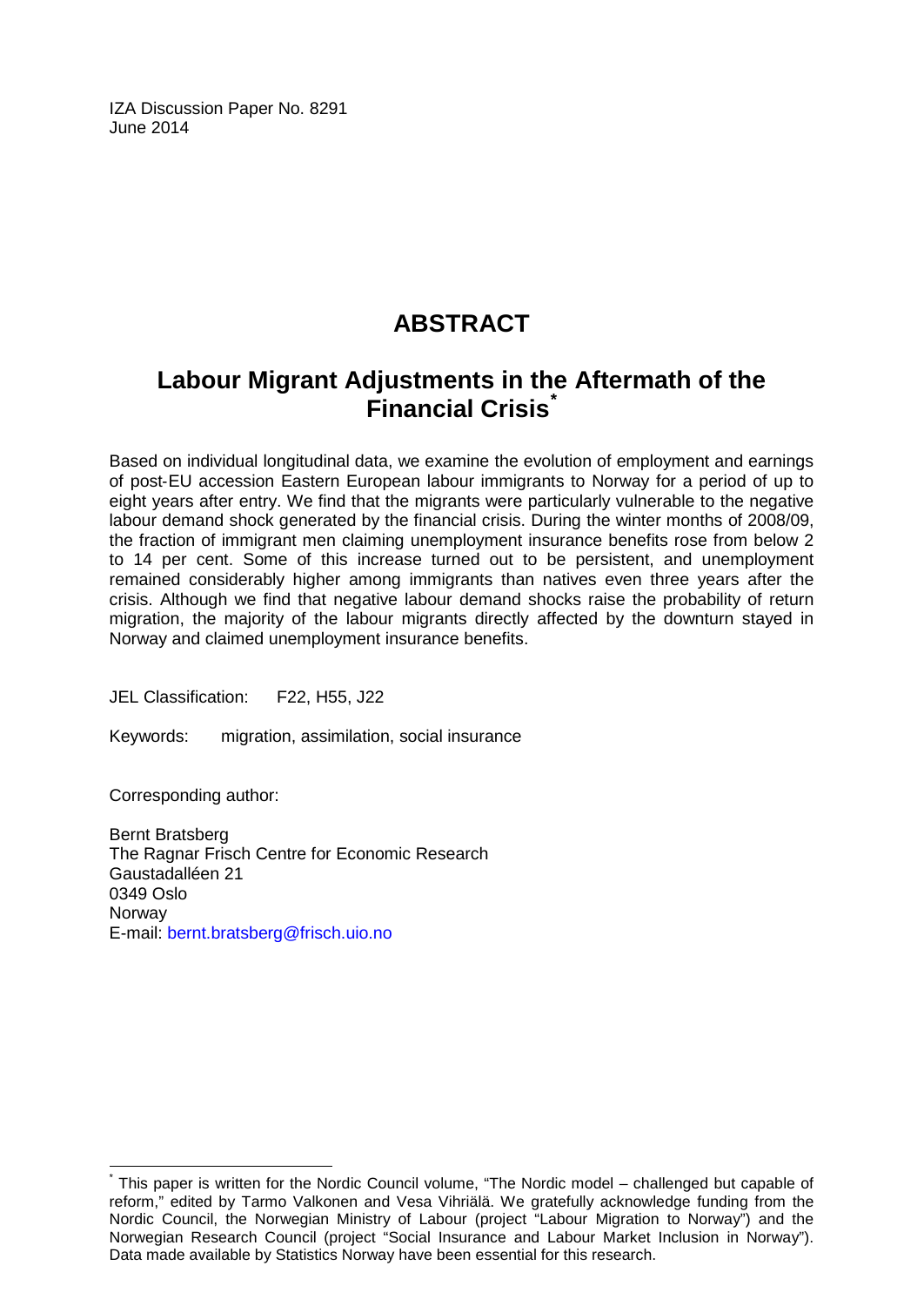IZA Discussion Paper No. 8291
June 2014

# ABSTRACT

## Labour Migrant Adjustments in the Aftermath of the Financial Crisis*

Based on individual longitudinal data, we examine the evolution of employment and earnings of post-EU accession Eastern European labour immigrants to Norway for a period of up to eight years after entry. We find that the migrants were particularly vulnerable to the negative labour demand shock generated by the financial crisis. During the winter months of 2008/09, the fraction of immigrant men claiming unemployment insurance benefits rose from below 2 to 14 per cent. Some of this increase turned out to be persistent, and unemployment remained considerably higher among immigrants than natives even three years after the crisis. Although we find that negative labour demand shocks raise the probability of return migration, the majority of the labour migrants directly affected by the downturn stayed in Norway and claimed unemployment insurance benefits.

JEL Classification: F22, H55, J22

Keywords: migration, assimilation, social insurance

Corresponding author:

Bernt Bratsberg
The Ragnar Frisch Centre for Economic Research
Gaustadalléen 21
0349 Oslo
Norway
E-mail: bernt.bratsberg@frisch.uio.no

---

* This paper is written for the Nordic Council volume, "The Nordic model – challenged but capable of reform," edited by Tarmo Valkonen and Vesa Vihriälä. We gratefully acknowledge funding from the Nordic Council, the Norwegian Ministry of Labour (project "Labour Migration to Norway") and the Norwegian Research Council (project "Social Insurance and Labour Market Inclusion in Norway"). Data made available by Statistics Norway have been essential for this research.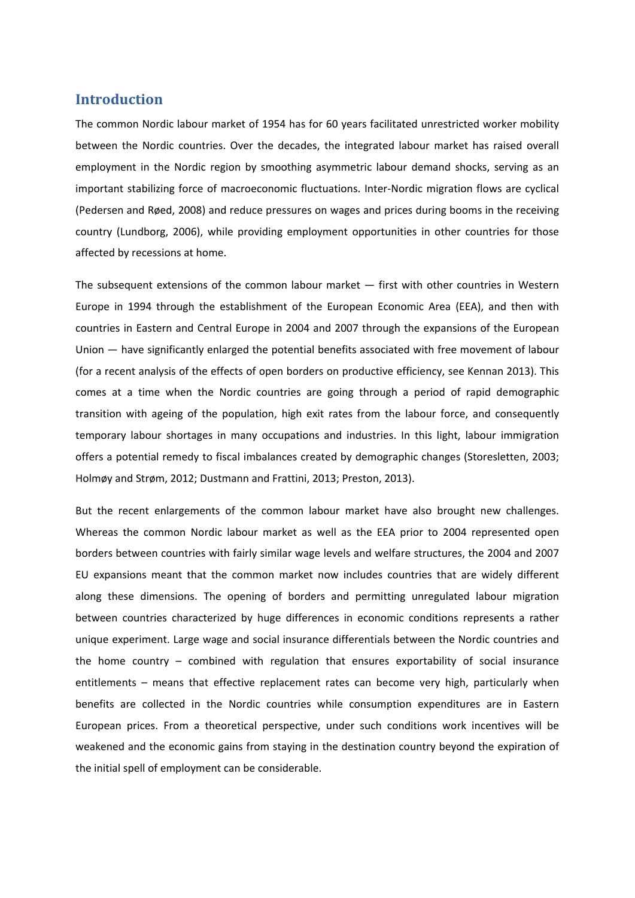## Introduction

The common Nordic labour market of 1954 has for 60 years facilitated unrestricted worker mobility between the Nordic countries. Over the decades, the integrated labour market has raised overall employment in the Nordic region by smoothing asymmetric labour demand shocks, serving as an important stabilizing force of macroeconomic fluctuations. Inter-Nordic migration flows are cyclical (Pedersen and Røed, 2008) and reduce pressures on wages and prices during booms in the receiving country (Lundborg, 2006), while providing employment opportunities in other countries for those affected by recessions at home.

The subsequent extensions of the common labour market — first with other countries in Western Europe in 1994 through the establishment of the European Economic Area (EEA), and then with countries in Eastern and Central Europe in 2004 and 2007 through the expansions of the European Union — have significantly enlarged the potential benefits associated with free movement of labour (for a recent analysis of the effects of open borders on productive efficiency, see Kennan 2013). This comes at a time when the Nordic countries are going through a period of rapid demographic transition with ageing of the population, high exit rates from the labour force, and consequently temporary labour shortages in many occupations and industries. In this light, labour immigration offers a potential remedy to fiscal imbalances created by demographic changes (Storesletten, 2003; Holmøy and Strøm, 2012; Dustmann and Frattini, 2013; Preston, 2013).

But the recent enlargements of the common labour market have also brought new challenges. Whereas the common Nordic labour market as well as the EEA prior to 2004 represented open borders between countries with fairly similar wage levels and welfare structures, the 2004 and 2007 EU expansions meant that the common market now includes countries that are widely different along these dimensions. The opening of borders and permitting unregulated labour migration between countries characterized by huge differences in economic conditions represents a rather unique experiment. Large wage and social insurance differentials between the Nordic countries and the home country – combined with regulation that ensures exportability of social insurance entitlements – means that effective replacement rates can become very high, particularly when benefits are collected in the Nordic countries while consumption expenditures are in Eastern European prices. From a theoretical perspective, under such conditions work incentives will be weakened and the economic gains from staying in the destination country beyond the expiration of the initial spell of employment can be considerable.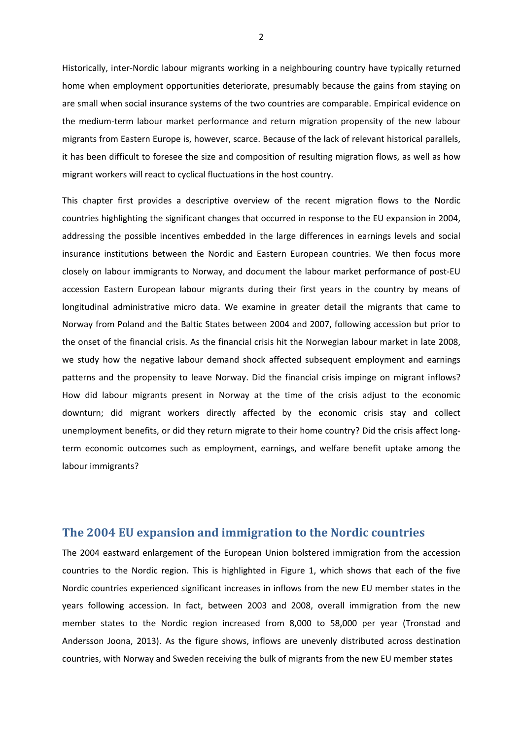Historically, inter-Nordic labour migrants working in a neighbouring country have typically returned home when employment opportunities deteriorate, presumably because the gains from staying on are small when social insurance systems of the two countries are comparable. Empirical evidence on the medium-term labour market performance and return migration propensity of the new labour migrants from Eastern Europe is, however, scarce. Because of the lack of relevant historical parallels, it has been difficult to foresee the size and composition of resulting migration flows, as well as how migrant workers will react to cyclical fluctuations in the host country.

This chapter first provides a descriptive overview of the recent migration flows to the Nordic countries highlighting the significant changes that occurred in response to the EU expansion in 2004, addressing the possible incentives embedded in the large differences in earnings levels and social insurance institutions between the Nordic and Eastern European countries. We then focus more closely on labour immigrants to Norway, and document the labour market performance of post-EU accession Eastern European labour migrants during their first years in the country by means of longitudinal administrative micro data. We examine in greater detail the migrants that came to Norway from Poland and the Baltic States between 2004 and 2007, following accession but prior to the onset of the financial crisis. As the financial crisis hit the Norwegian labour market in late 2008, we study how the negative labour demand shock affected subsequent employment and earnings patterns and the propensity to leave Norway. Did the financial crisis impinge on migrant inflows? How did labour migrants present in Norway at the time of the crisis adjust to the economic downturn; did migrant workers directly affected by the economic crisis stay and collect unemployment benefits, or did they return migrate to their home country? Did the crisis affect long-term economic outcomes such as employment, earnings, and welfare benefit uptake among the labour immigrants?

## The 2004 EU expansion and immigration to the Nordic countries

The 2004 eastward enlargement of the European Union bolstered immigration from the accession countries to the Nordic region. This is highlighted in Figure 1, which shows that each of the five Nordic countries experienced significant increases in inflows from the new EU member states in the years following accession. In fact, between 2003 and 2008, overall immigration from the new member states to the Nordic region increased from 8,000 to 58,000 per year (Tronstad and Andersson Joona, 2013). As the figure shows, inflows are unevenly distributed across destination countries, with Norway and Sweden receiving the bulk of migrants from the new EU member states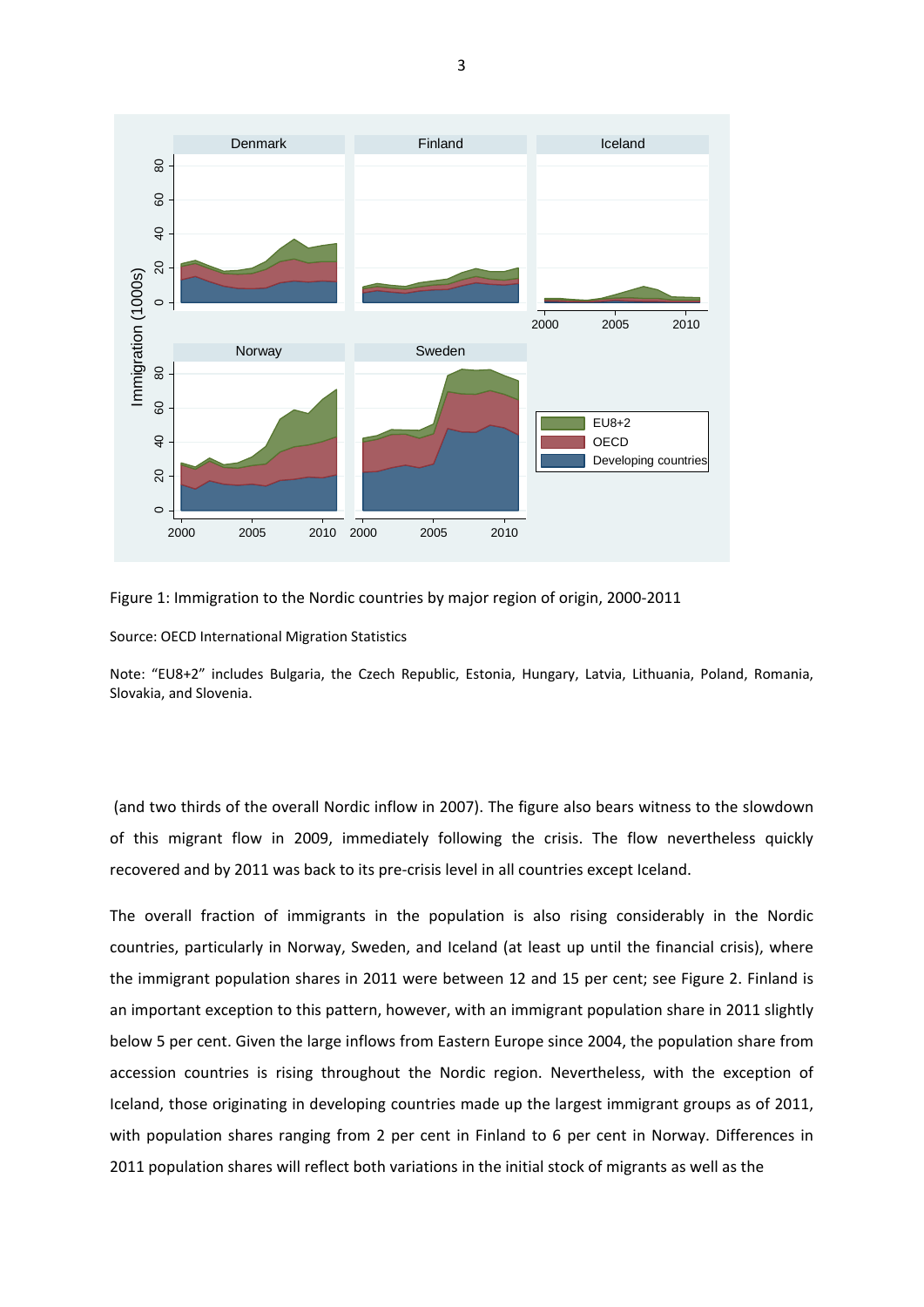Figure 1: Immigration to the Nordic countries by major region of origin, 2000-2011

Source: OECD International Migration Statistics

Note: "EU8+2" includes Bulgaria, the Czech Republic, Estonia, Hungary, Latvia, Lithuania, Poland, Romania, Slovakia, and Slovenia.

(and two thirds of the overall Nordic inflow in 2007). The figure also bears witness to the slowdown of this migrant flow in 2009, immediately following the crisis. The flow nevertheless quickly recovered and by 2011 was back to its pre-crisis level in all countries except Iceland.

The overall fraction of immigrants in the population is also rising considerably in the Nordic countries, particularly in Norway, Sweden, and Iceland (at least up until the financial crisis), where the immigrant population shares in 2011 were between 12 and 15 per cent; see Figure 2. Finland is an important exception to this pattern, however, with an immigrant population share in 2011 slightly below 5 per cent. Given the large inflows from Eastern Europe since 2004, the population share from accession countries is rising throughout the Nordic region. Nevertheless, with the exception of Iceland, those originating in developing countries made up the largest immigrant groups as of 2011, with population shares ranging from 2 per cent in Finland to 6 per cent in Norway. Differences in 2011 population shares will reflect both variations in the initial stock of migrants as well as the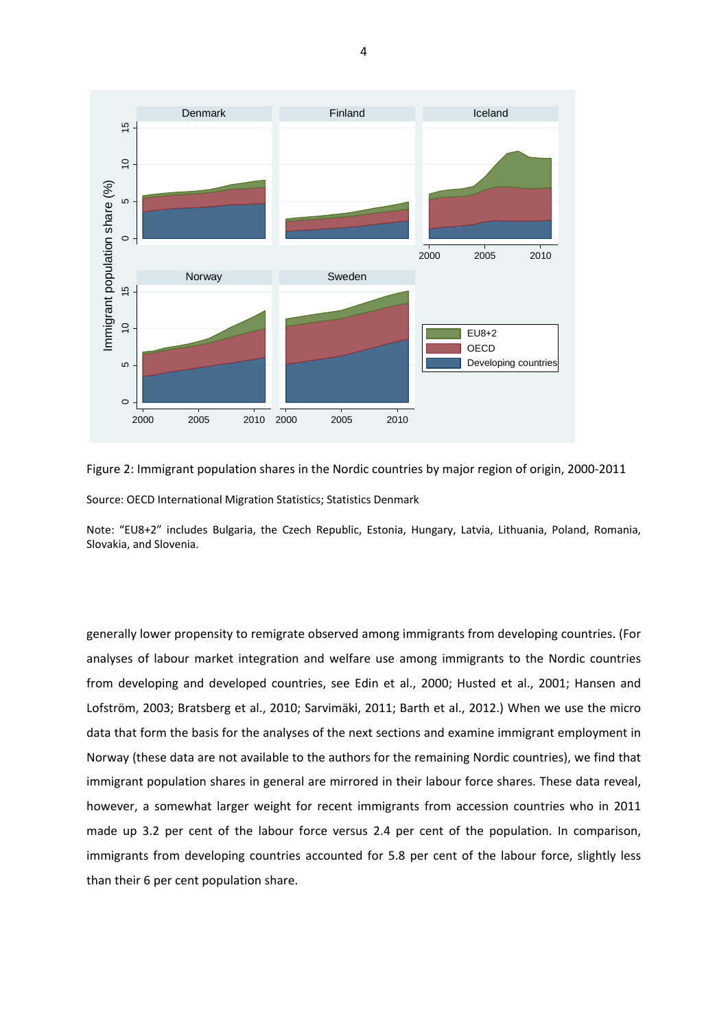Figure 2: Immigrant population shares in the Nordic countries by major region of origin, 2000-2011

Source: OECD International Migration Statistics; Statistics Denmark

Note: "EU8+2" includes Bulgaria, the Czech Republic, Estonia, Hungary, Latvia, Lithuania, Poland, Romania, Slovakia, and Slovenia.

generally lower propensity to remigrate observed among immigrants from developing countries. (For analyses of labour market integration and welfare use among immigrants to the Nordic countries from developing and developed countries, see Edin et al., 2000; Husted et al., 2001; Hansen and Lofström, 2003; Bratsberg et al., 2010; Sarvimäki, 2011; Barth et al., 2012.) When we use the micro data that form the basis for the analyses of the next sections and examine immigrant employment in Norway (these data are not available to the authors for the remaining Nordic countries), we find that immigrant population shares in general are mirrored in their labour force shares. These data reveal, however, a somewhat larger weight for recent immigrants from accession countries who in 2011 made up 3.2 per cent of the labour force versus 2.4 per cent of the population. In comparison, immigrants from developing countries accounted for 5.8 per cent of the labour force, slightly less than their 6 per cent population share.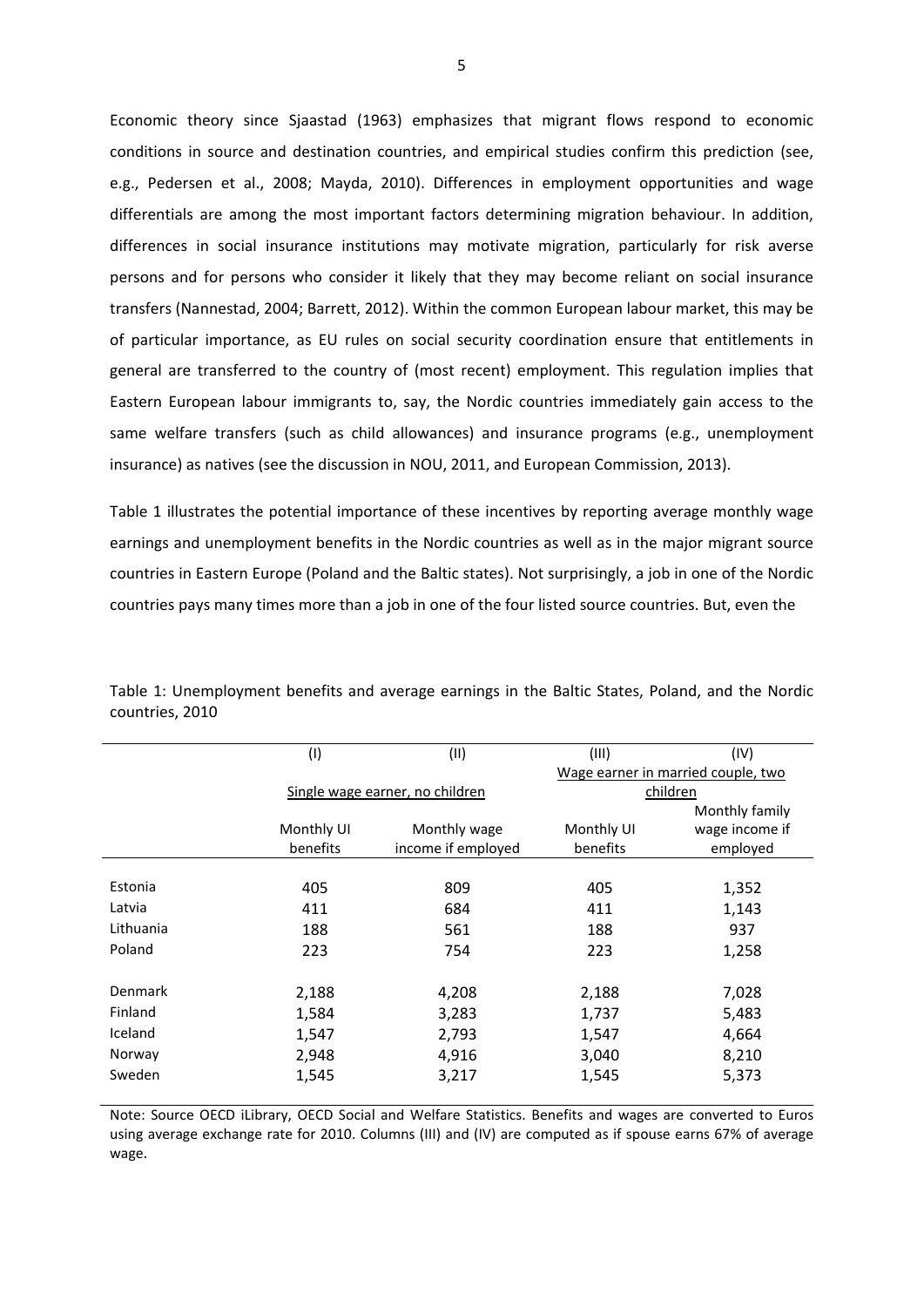Economic theory since Sjaastad (1963) emphasizes that migrant flows respond to economic conditions in source and destination countries, and empirical studies confirm this prediction (see, e.g., Pedersen et al., 2008; Mayda, 2010). Differences in employment opportunities and wage differentials are among the most important factors determining migration behaviour. In addition, differences in social insurance institutions may motivate migration, particularly for risk averse persons and for persons who consider it likely that they may become reliant on social insurance transfers (Nannestad, 2004; Barrett, 2012). Within the common European labour market, this may be of particular importance, as EU rules on social security coordination ensure that entitlements in general are transferred to the country of (most recent) employment. This regulation implies that Eastern European labour immigrants to, say, the Nordic countries immediately gain access to the same welfare transfers (such as child allowances) and insurance programs (e.g., unemployment insurance) as natives (see the discussion in NOU, 2011, and European Commission, 2013).

Table 1 illustrates the potential importance of these incentives by reporting average monthly wage earnings and unemployment benefits in the Nordic countries as well as in the major migrant source countries in Eastern Europe (Poland and the Baltic states). Not surprisingly, a job in one of the Nordic countries pays many times more than a job in one of the four listed source countries. But, even the

Table 1: Unemployment benefits and average earnings in the Baltic States, Poland, and the Nordic countries, 2010

| | (I) | (II) | (III) | (IV) |
|---|---|---|---|---|
| | Single wage earner, no children | | Wage earner in married couple, two children | |
| | Monthly UI benefits | Monthly wage income if employed | Monthly UI benefits | Monthly family wage income if employed |
| Estonia | 405 | 809 | 405 | 1,352 |
| Latvia | 411 | 684 | 411 | 1,143 |
| Lithuania | 188 | 561 | 188 | 937 |
| Poland | 223 | 754 | 223 | 1,258 |
| Denmark | 2,188 | 4,208 | 2,188 | 7,028 |
| Finland | 1,584 | 3,283 | 1,737 | 5,483 |
| Iceland | 1,547 | 2,793 | 1,547 | 4,664 |
| Norway | 2,948 | 4,916 | 3,040 | 8,210 |
| Sweden | 1,545 | 3,217 | 1,545 | 5,373 |

Note: Source OECD iLibrary, OECD Social and Welfare Statistics. Benefits and wages are converted to Euros using average exchange rate for 2010. Columns (III) and (IV) are computed as if spouse earns 67% of average wage.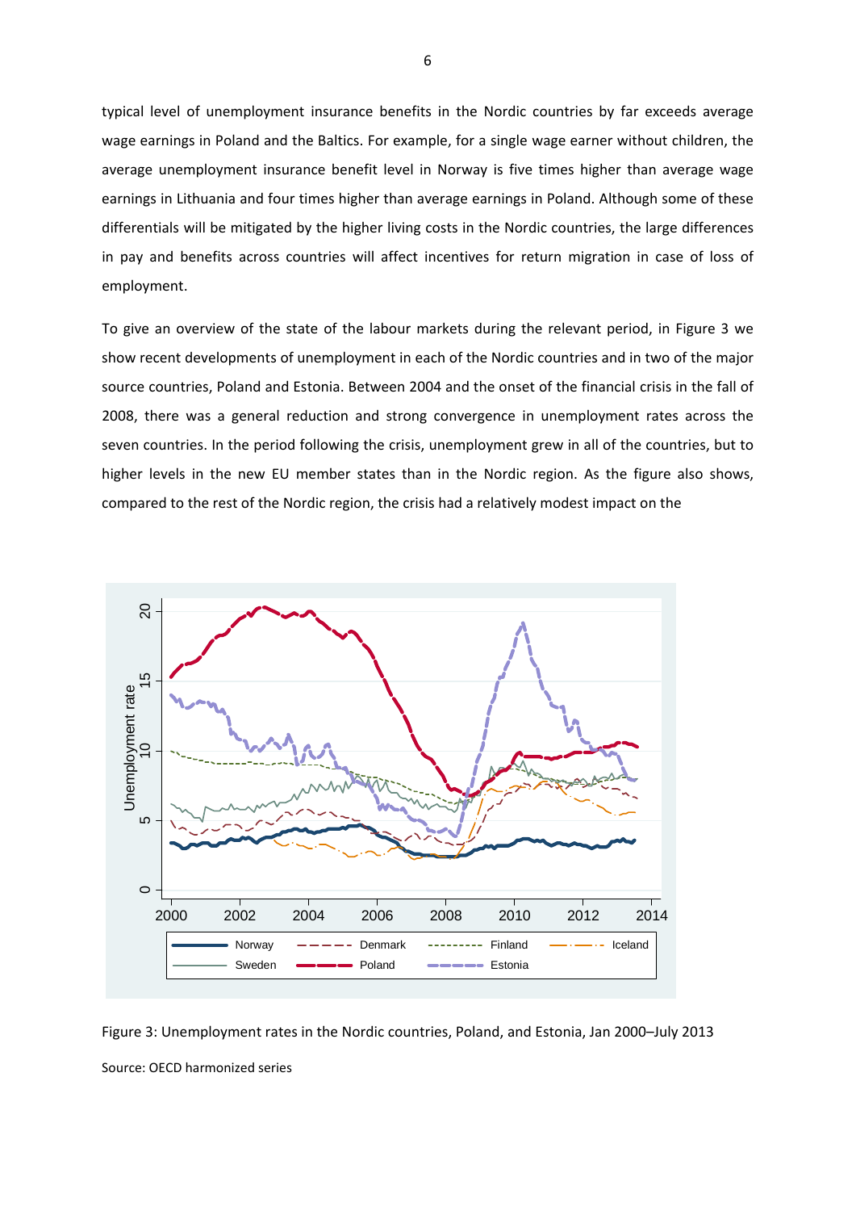typical level of unemployment insurance benefits in the Nordic countries by far exceeds average wage earnings in Poland and the Baltics. For example, for a single wage earner without children, the average unemployment insurance benefit level in Norway is five times higher than average wage earnings in Lithuania and four times higher than average earnings in Poland. Although some of these differentials will be mitigated by the higher living costs in the Nordic countries, the large differences in pay and benefits across countries will affect incentives for return migration in case of loss of employment.

To give an overview of the state of the labour markets during the relevant period, in Figure 3 we show recent developments of unemployment in each of the Nordic countries and in two of the major source countries, Poland and Estonia. Between 2004 and the onset of the financial crisis in the fall of 2008, there was a general reduction and strong convergence in unemployment rates across the seven countries. In the period following the crisis, unemployment grew in all of the countries, but to higher levels in the new EU member states than in the Nordic region. As the figure also shows, compared to the rest of the Nordic region, the crisis had a relatively modest impact on the

Figure 3: Unemployment rates in the Nordic countries, Poland, and Estonia, Jan 2000–July 2013

Source: OECD harmonized series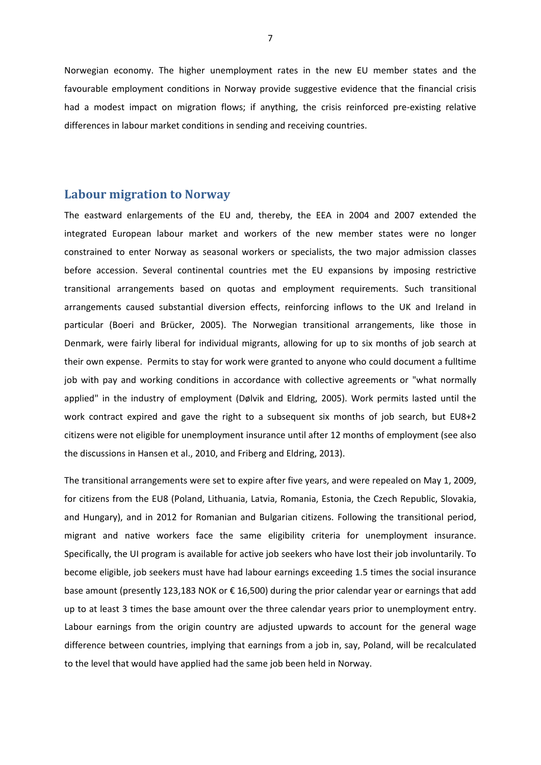Norwegian economy. The higher unemployment rates in the new EU member states and the favourable employment conditions in Norway provide suggestive evidence that the financial crisis had a modest impact on migration flows; if anything, the crisis reinforced pre-existing relative differences in labour market conditions in sending and receiving countries.

## Labour migration to Norway

The eastward enlargements of the EU and, thereby, the EEA in 2004 and 2007 extended the integrated European labour market and workers of the new member states were no longer constrained to enter Norway as seasonal workers or specialists, the two major admission classes before accession. Several continental countries met the EU expansions by imposing restrictive transitional arrangements based on quotas and employment requirements. Such transitional arrangements caused substantial diversion effects, reinforcing inflows to the UK and Ireland in particular (Boeri and Brücker, 2005). The Norwegian transitional arrangements, like those in Denmark, were fairly liberal for individual migrants, allowing for up to six months of job search at their own expense. Permits to stay for work were granted to anyone who could document a fulltime job with pay and working conditions in accordance with collective agreements or "what normally applied" in the industry of employment (Dølvik and Eldring, 2005). Work permits lasted until the work contract expired and gave the right to a subsequent six months of job search, but EU8+2 citizens were not eligible for unemployment insurance until after 12 months of employment (see also the discussions in Hansen et al., 2010, and Friberg and Eldring, 2013).

The transitional arrangements were set to expire after five years, and were repealed on May 1, 2009, for citizens from the EU8 (Poland, Lithuania, Latvia, Romania, Estonia, the Czech Republic, Slovakia, and Hungary), and in 2012 for Romanian and Bulgarian citizens. Following the transitional period, migrant and native workers face the same eligibility criteria for unemployment insurance. Specifically, the UI program is available for active job seekers who have lost their job involuntarily. To become eligible, job seekers must have had labour earnings exceeding 1.5 times the social insurance base amount (presently 123,183 NOK or € 16,500) during the prior calendar year or earnings that add up to at least 3 times the base amount over the three calendar years prior to unemployment entry. Labour earnings from the origin country are adjusted upwards to account for the general wage difference between countries, implying that earnings from a job in, say, Poland, will be recalculated to the level that would have applied had the same job been held in Norway.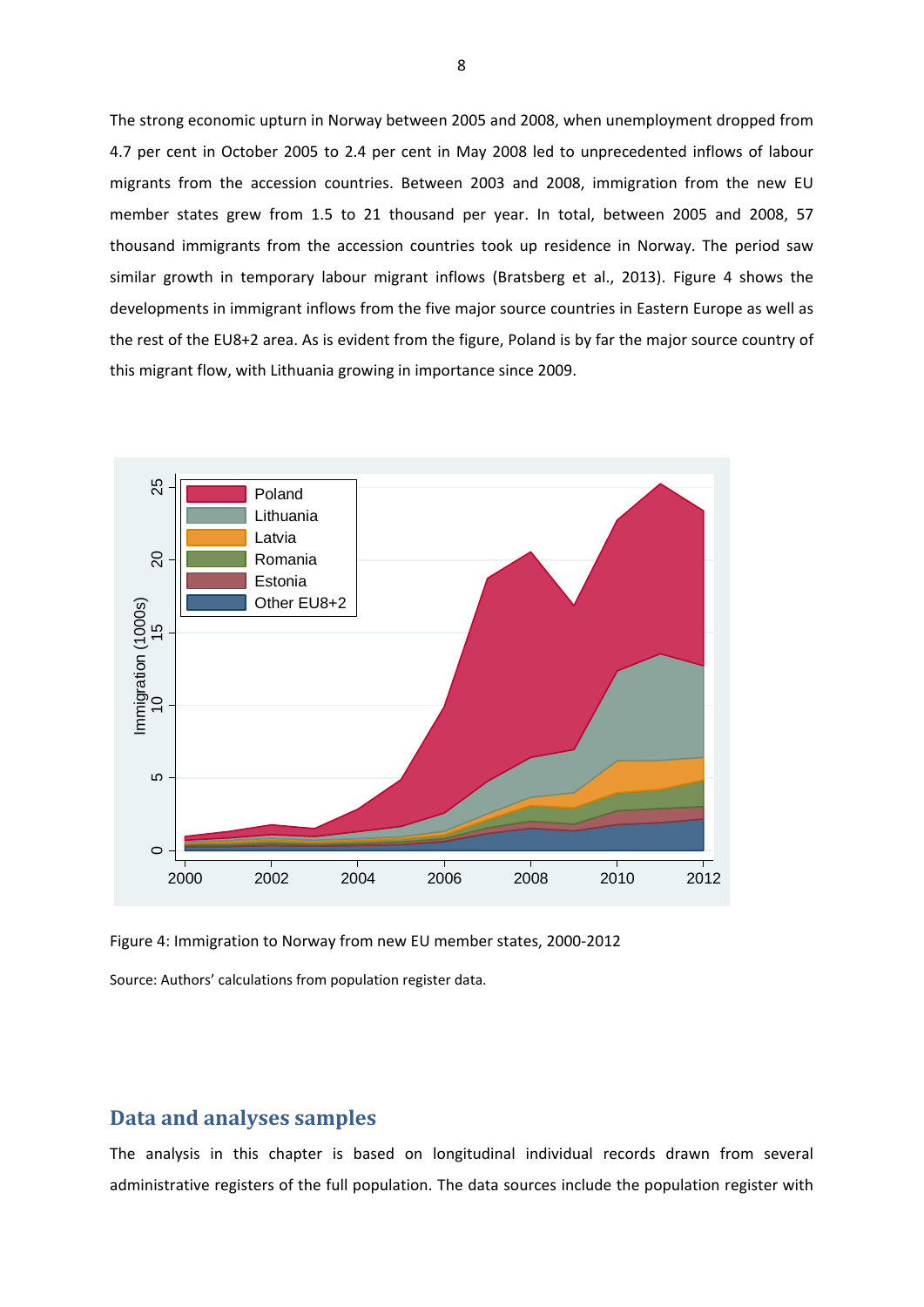The strong economic upturn in Norway between 2005 and 2008, when unemployment dropped from 4.7 per cent in October 2005 to 2.4 per cent in May 2008 led to unprecedented inflows of labour migrants from the accession countries. Between 2003 and 2008, immigration from the new EU member states grew from 1.5 to 21 thousand per year. In total, between 2005 and 2008, 57 thousand immigrants from the accession countries took up residence in Norway. The period saw similar growth in temporary labour migrant inflows (Bratsberg et al., 2013). Figure 4 shows the developments in immigrant inflows from the five major source countries in Eastern Europe as well as the rest of the EU8+2 area. As is evident from the figure, Poland is by far the major source country of this migrant flow, with Lithuania growing in importance since 2009.

Figure 4: Immigration to Norway from new EU member states, 2000-2012

Source: Authors' calculations from population register data.

## Data and analyses samples

The analysis in this chapter is based on longitudinal individual records drawn from several administrative registers of the full population. The data sources include the population register with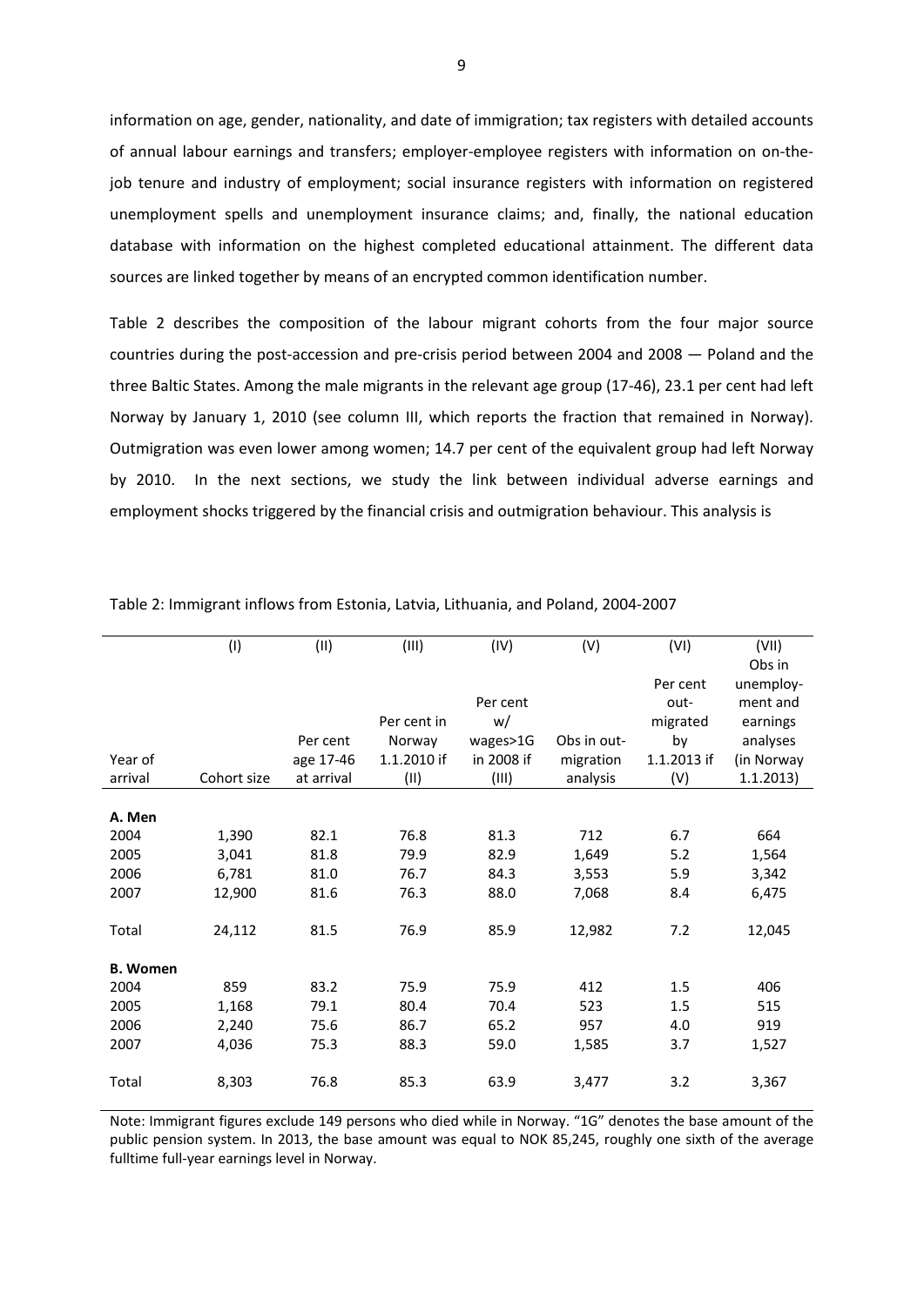information on age, gender, nationality, and date of immigration; tax registers with detailed accounts of annual labour earnings and transfers; employer-employee registers with information on on-the-job tenure and industry of employment; social insurance registers with information on registered unemployment spells and unemployment insurance claims; and, finally, the national education database with information on the highest completed educational attainment. The different data sources are linked together by means of an encrypted common identification number.

Table 2 describes the composition of the labour migrant cohorts from the four major source countries during the post-accession and pre-crisis period between 2004 and 2008 — Poland and the three Baltic States. Among the male migrants in the relevant age group (17-46), 23.1 per cent had left Norway by January 1, 2010 (see column III, which reports the fraction that remained in Norway). Outmigration was even lower among women; 14.7 per cent of the equivalent group had left Norway by 2010. In the next sections, we study the link between individual adverse earnings and employment shocks triggered by the financial crisis and outmigration behaviour. This analysis is

Table 2: Immigrant inflows from Estonia, Latvia, Lithuania, and Poland, 2004-2007

| | (I) | (II) | (III) | (IV) | (V) | (VI) | (VII) |
|---|---|---|---|---|---|---|---|
| Year of arrival | Cohort size | Per cent age 17-46 at arrival | Per cent in Norway 1.1.2010 if (II) | Per cent w/ wages>1G in 2008 if (III) | Obs in out-migration analysis | Per cent out-migrated by 1.1.2013 if (V) | Obs in unemployment and earnings analyses (in Norway 1.1.2013) |
| **A. Men** | | | | | | | |
| 2004 | 1,390 | 82.1 | 76.8 | 81.3 | 712 | 6.7 | 664 |
| 2005 | 3,041 | 81.8 | 79.9 | 82.9 | 1,649 | 5.2 | 1,564 |
| 2006 | 6,781 | 81.0 | 76.7 | 84.3 | 3,553 | 5.9 | 3,342 |
| 2007 | 12,900 | 81.6 | 76.3 | 88.0 | 7,068 | 8.4 | 6,475 |
| Total | 24,112 | 81.5 | 76.9 | 85.9 | 12,982 | 7.2 | 12,045 |
| **B. Women** | | | | | | | |
| 2004 | 859 | 83.2 | 75.9 | 75.9 | 412 | 1.5 | 406 |
| 2005 | 1,168 | 79.1 | 80.4 | 70.4 | 523 | 1.5 | 515 |
| 2006 | 2,240 | 75.6 | 86.7 | 65.2 | 957 | 4.0 | 919 |
| 2007 | 4,036 | 75.3 | 88.3 | 59.0 | 1,585 | 3.7 | 1,527 |
| Total | 8,303 | 76.8 | 85.3 | 63.9 | 3,477 | 3.2 | 3,367 |

Note: Immigrant figures exclude 149 persons who died while in Norway. "1G" denotes the base amount of the public pension system. In 2013, the base amount was equal to NOK 85,245, roughly one sixth of the average fulltime full-year earnings level in Norway.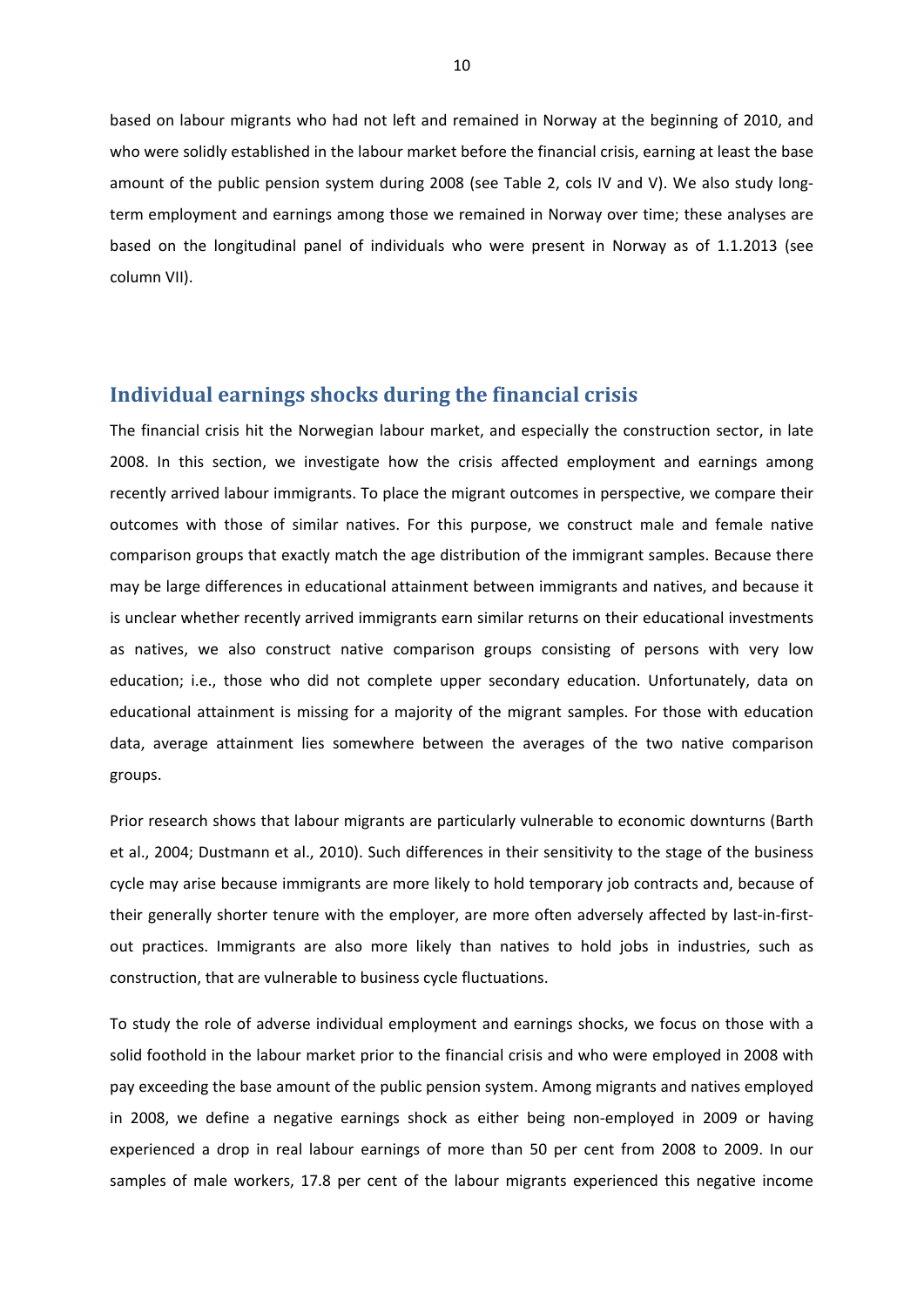based on labour migrants who had not left and remained in Norway at the beginning of 2010, and who were solidly established in the labour market before the financial crisis, earning at least the base amount of the public pension system during 2008 (see Table 2, cols IV and V). We also study long-term employment and earnings among those we remained in Norway over time; these analyses are based on the longitudinal panel of individuals who were present in Norway as of 1.1.2013 (see column VII).

## Individual earnings shocks during the financial crisis

The financial crisis hit the Norwegian labour market, and especially the construction sector, in late 2008. In this section, we investigate how the crisis affected employment and earnings among recently arrived labour immigrants. To place the migrant outcomes in perspective, we compare their outcomes with those of similar natives. For this purpose, we construct male and female native comparison groups that exactly match the age distribution of the immigrant samples. Because there may be large differences in educational attainment between immigrants and natives, and because it is unclear whether recently arrived immigrants earn similar returns on their educational investments as natives, we also construct native comparison groups consisting of persons with very low education; i.e., those who did not complete upper secondary education. Unfortunately, data on educational attainment is missing for a majority of the migrant samples. For those with education data, average attainment lies somewhere between the averages of the two native comparison groups.

Prior research shows that labour migrants are particularly vulnerable to economic downturns (Barth et al., 2004; Dustmann et al., 2010). Such differences in their sensitivity to the stage of the business cycle may arise because immigrants are more likely to hold temporary job contracts and, because of their generally shorter tenure with the employer, are more often adversely affected by last-in-first-out practices. Immigrants are also more likely than natives to hold jobs in industries, such as construction, that are vulnerable to business cycle fluctuations.

To study the role of adverse individual employment and earnings shocks, we focus on those with a solid foothold in the labour market prior to the financial crisis and who were employed in 2008 with pay exceeding the base amount of the public pension system. Among migrants and natives employed in 2008, we define a negative earnings shock as either being non-employed in 2009 or having experienced a drop in real labour earnings of more than 50 per cent from 2008 to 2009. In our samples of male workers, 17.8 per cent of the labour migrants experienced this negative income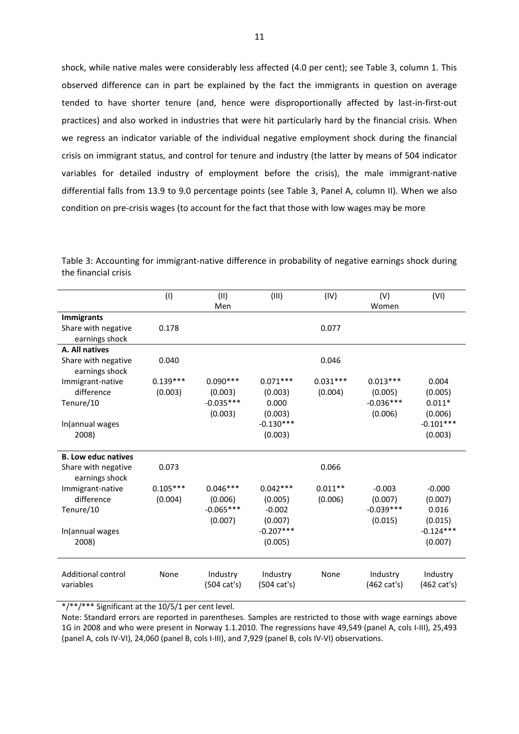shock, while native males were considerably less affected (4.0 per cent); see Table 3, column 1. This observed difference can in part be explained by the fact the immigrants in question on average tended to have shorter tenure (and, hence were disproportionally affected by last-in-first-out practices) and also worked in industries that were hit particularly hard by the financial crisis. When we regress an indicator variable of the individual negative employment shock during the financial crisis on immigrant status, and control for tenure and industry (the latter by means of 504 indicator variables for detailed industry of employment before the crisis), the male immigrant-native differential falls from 13.9 to 9.0 percentage points (see Table 3, Panel A, column II). When we also condition on pre-crisis wages (to account for the fact that those with low wages may be more

Table 3: Accounting for immigrant-native difference in probability of negative earnings shock during the financial crisis

| | (I) | (II) | (III) | (IV) | (V) | (VI) |
|---|---|---|---|---|---|---|
| | | Men | | | Women | |
| **Immigrants** | | | | | | |
| Share with negative earnings shock | 0.178 | | | 0.077 | | |
| **A. All natives** | | | | | | |
| Share with negative earnings shock | 0.040 | | | 0.046 | | |
| Immigrant-native difference | 0.139*** | 0.090*** | 0.071*** | 0.031*** | 0.013*** | 0.004 |
| | (0.003) | (0.003) | (0.003) | (0.004) | (0.005) | (0.005) |
| Tenure/10 | | -0.035*** | 0.000 | | -0.036*** | 0.011* |
| | | (0.003) | (0.003) | | (0.006) | (0.006) |
| ln(annual wages 2008) | | | -0.130*** | | | -0.101*** |
| | | | (0.003) | | | (0.003) |
| **B. Low educ natives** | | | | | | |
| Share with negative earnings shock | 0.073 | | | 0.066 | | |
| Immigrant-native difference | 0.105*** | 0.046*** | 0.042*** | 0.011** | -0.003 | -0.000 |
| | (0.004) | (0.006) | (0.005) | (0.006) | (0.007) | (0.007) |
| Tenure/10 | | -0.065*** | -0.002 | | -0.039*** | 0.016 |
| | | (0.007) | (0.007) | | (0.015) | (0.015) |
| ln(annual wages 2008) | | | -0.207*** | | | -0.124*** |
| | | | (0.005) | | | (0.007) |
| Additional control variables | None | Industry (504 cat's) | Industry (504 cat's) | None | Industry (462 cat's) | Industry (462 cat's) |

*/**/*** Significant at the 10/5/1 per cent level.

Note: Standard errors are reported in parentheses. Samples are restricted to those with wage earnings above 1G in 2008 and who were present in Norway 1.1.2010. The regressions have 49,549 (panel A, cols I-III), 25,493 (panel A, cols IV-VI), 24,060 (panel B, cols I-III), and 7,929 (panel B, cols IV-VI) observations.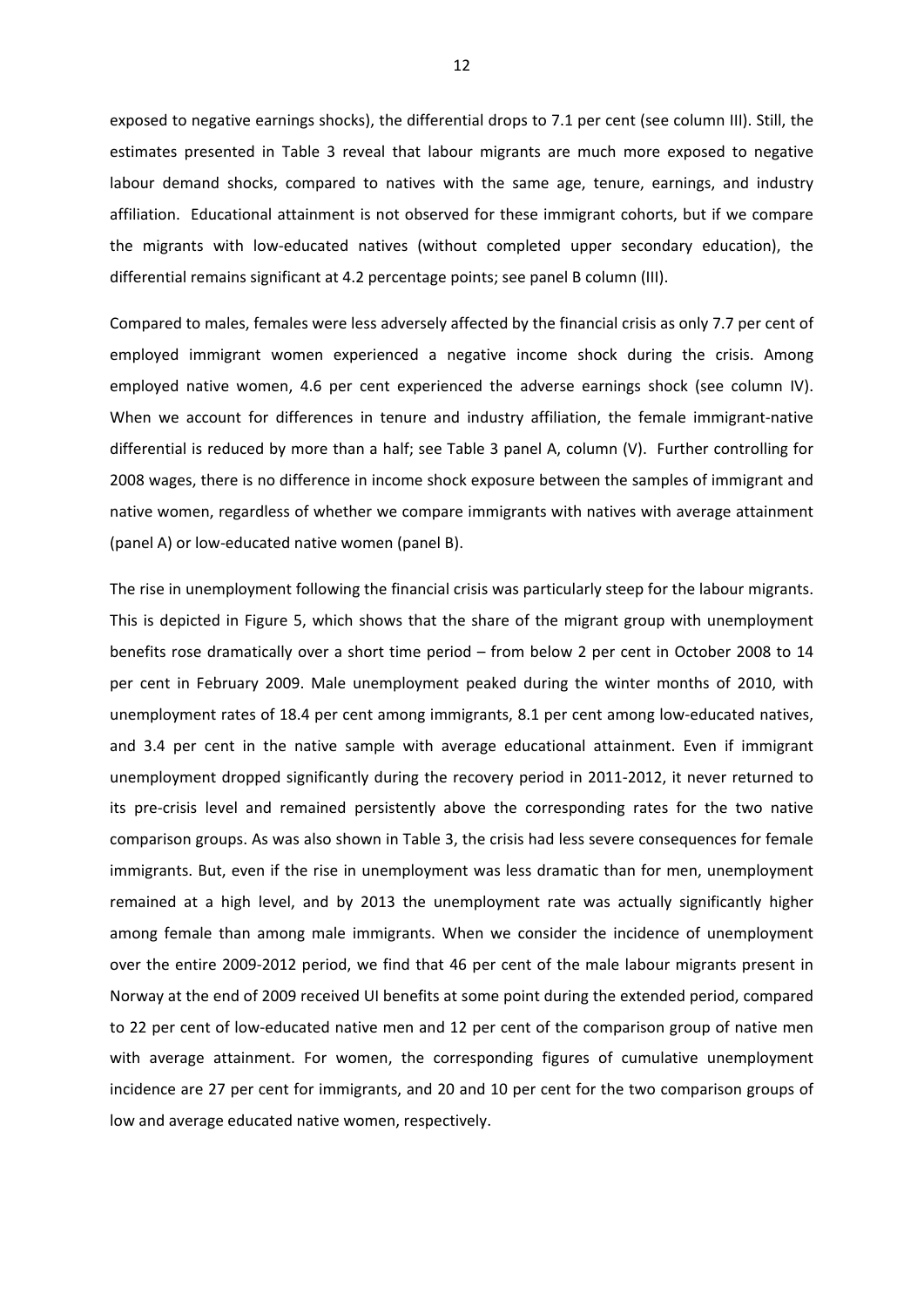exposed to negative earnings shocks), the differential drops to 7.1 per cent (see column III). Still, the estimates presented in Table 3 reveal that labour migrants are much more exposed to negative labour demand shocks, compared to natives with the same age, tenure, earnings, and industry affiliation. Educational attainment is not observed for these immigrant cohorts, but if we compare the migrants with low-educated natives (without completed upper secondary education), the differential remains significant at 4.2 percentage points; see panel B column (III).

Compared to males, females were less adversely affected by the financial crisis as only 7.7 per cent of employed immigrant women experienced a negative income shock during the crisis. Among employed native women, 4.6 per cent experienced the adverse earnings shock (see column IV). When we account for differences in tenure and industry affiliation, the female immigrant-native differential is reduced by more than a half; see Table 3 panel A, column (V). Further controlling for 2008 wages, there is no difference in income shock exposure between the samples of immigrant and native women, regardless of whether we compare immigrants with natives with average attainment (panel A) or low-educated native women (panel B).

The rise in unemployment following the financial crisis was particularly steep for the labour migrants. This is depicted in Figure 5, which shows that the share of the migrant group with unemployment benefits rose dramatically over a short time period – from below 2 per cent in October 2008 to 14 per cent in February 2009. Male unemployment peaked during the winter months of 2010, with unemployment rates of 18.4 per cent among immigrants, 8.1 per cent among low-educated natives, and 3.4 per cent in the native sample with average educational attainment. Even if immigrant unemployment dropped significantly during the recovery period in 2011-2012, it never returned to its pre-crisis level and remained persistently above the corresponding rates for the two native comparison groups. As was also shown in Table 3, the crisis had less severe consequences for female immigrants. But, even if the rise in unemployment was less dramatic than for men, unemployment remained at a high level, and by 2013 the unemployment rate was actually significantly higher among female than among male immigrants. When we consider the incidence of unemployment over the entire 2009-2012 period, we find that 46 per cent of the male labour migrants present in Norway at the end of 2009 received UI benefits at some point during the extended period, compared to 22 per cent of low-educated native men and 12 per cent of the comparison group of native men with average attainment. For women, the corresponding figures of cumulative unemployment incidence are 27 per cent for immigrants, and 20 and 10 per cent for the two comparison groups of low and average educated native women, respectively.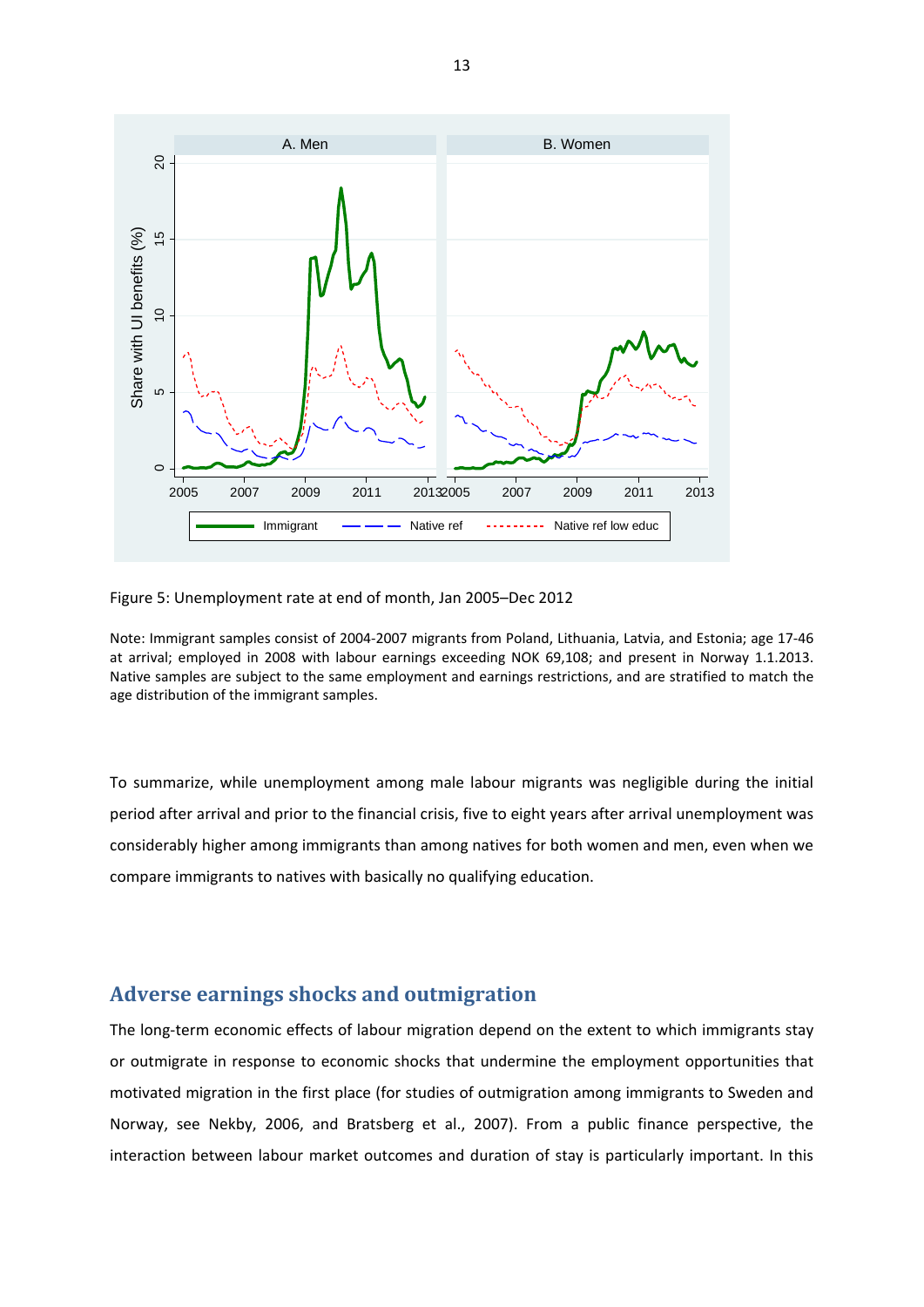Figure 5: Unemployment rate at end of month, Jan 2005–Dec 2012

Note: Immigrant samples consist of 2004-2007 migrants from Poland, Lithuania, Latvia, and Estonia; age 17-46 at arrival; employed in 2008 with labour earnings exceeding NOK 69,108; and present in Norway 1.1.2013. Native samples are subject to the same employment and earnings restrictions, and are stratified to match the age distribution of the immigrant samples.

To summarize, while unemployment among male labour migrants was negligible during the initial period after arrival and prior to the financial crisis, five to eight years after arrival unemployment was considerably higher among immigrants than among natives for both women and men, even when we compare immigrants to natives with basically no qualifying education.

## Adverse earnings shocks and outmigration

The long-term economic effects of labour migration depend on the extent to which immigrants stay or outmigrate in response to economic shocks that undermine the employment opportunities that motivated migration in the first place (for studies of outmigration among immigrants to Sweden and Norway, see Nekby, 2006, and Bratsberg et al., 2007). From a public finance perspective, the interaction between labour market outcomes and duration of stay is particularly important. In this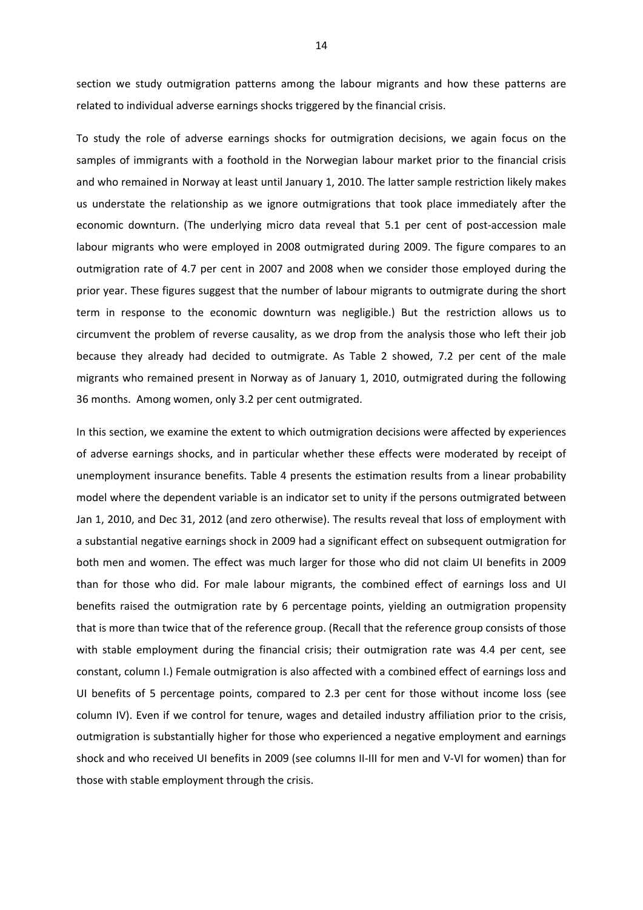section we study outmigration patterns among the labour migrants and how these patterns are related to individual adverse earnings shocks triggered by the financial crisis.

To study the role of adverse earnings shocks for outmigration decisions, we again focus on the samples of immigrants with a foothold in the Norwegian labour market prior to the financial crisis and who remained in Norway at least until January 1, 2010. The latter sample restriction likely makes us understate the relationship as we ignore outmigrations that took place immediately after the economic downturn. (The underlying micro data reveal that 5.1 per cent of post-accession male labour migrants who were employed in 2008 outmigrated during 2009. The figure compares to an outmigration rate of 4.7 per cent in 2007 and 2008 when we consider those employed during the prior year. These figures suggest that the number of labour migrants to outmigrate during the short term in response to the economic downturn was negligible.) But the restriction allows us to circumvent the problem of reverse causality, as we drop from the analysis those who left their job because they already had decided to outmigrate. As Table 2 showed, 7.2 per cent of the male migrants who remained present in Norway as of January 1, 2010, outmigrated during the following 36 months. Among women, only 3.2 per cent outmigrated.

In this section, we examine the extent to which outmigration decisions were affected by experiences of adverse earnings shocks, and in particular whether these effects were moderated by receipt of unemployment insurance benefits. Table 4 presents the estimation results from a linear probability model where the dependent variable is an indicator set to unity if the persons outmigrated between Jan 1, 2010, and Dec 31, 2012 (and zero otherwise). The results reveal that loss of employment with a substantial negative earnings shock in 2009 had a significant effect on subsequent outmigration for both men and women. The effect was much larger for those who did not claim UI benefits in 2009 than for those who did. For male labour migrants, the combined effect of earnings loss and UI benefits raised the outmigration rate by 6 percentage points, yielding an outmigration propensity that is more than twice that of the reference group. (Recall that the reference group consists of those with stable employment during the financial crisis; their outmigration rate was 4.4 per cent, see constant, column I.) Female outmigration is also affected with a combined effect of earnings loss and UI benefits of 5 percentage points, compared to 2.3 per cent for those without income loss (see column IV). Even if we control for tenure, wages and detailed industry affiliation prior to the crisis, outmigration is substantially higher for those who experienced a negative employment and earnings shock and who received UI benefits in 2009 (see columns II-III for men and V-VI for women) than for those with stable employment through the crisis.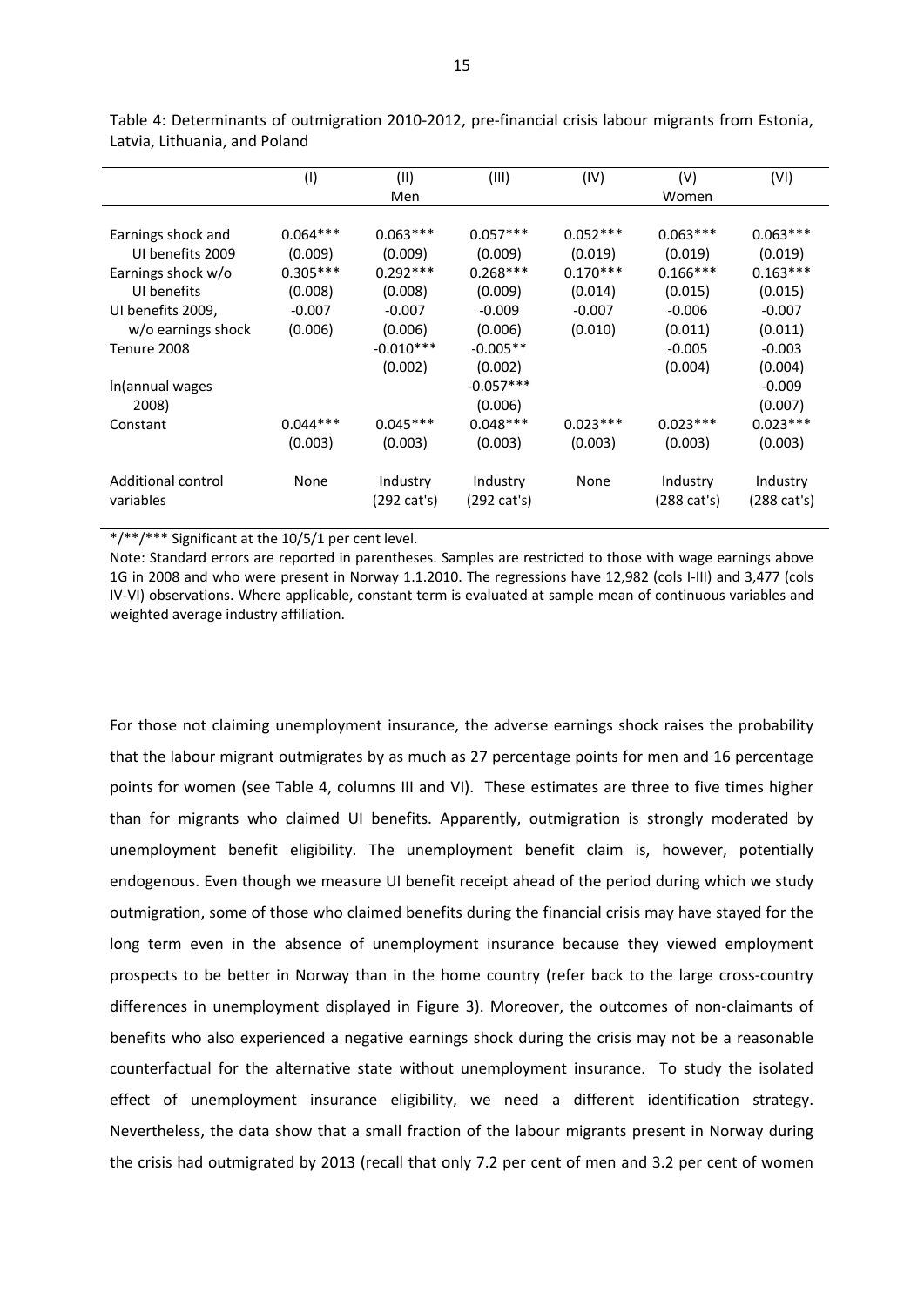Table 4: Determinants of outmigration 2010-2012, pre-financial crisis labour migrants from Estonia, Latvia, Lithuania, and Poland

| | (I) | (II) | (III) | (IV) | (V) | (VI) |
|---|---|---|---|---|---|---|
| | | Men | | | Women | |
| Earnings shock and UI benefits 2009 | 0.064*** | 0.063*** | 0.057*** | 0.052*** | 0.063*** | 0.063*** |
| | (0.009) | (0.009) | (0.009) | (0.019) | (0.019) | (0.019) |
| Earnings shock w/o UI benefits | 0.305*** | 0.292*** | 0.268*** | 0.170*** | 0.166*** | 0.163*** |
| | (0.008) | (0.008) | (0.009) | (0.014) | (0.015) | (0.015) |
| UI benefits 2009, w/o earnings shock | -0.007 | -0.007 | -0.009 | -0.007 | -0.006 | -0.007 |
| | (0.006) | (0.006) | (0.006) | (0.010) | (0.011) | (0.011) |
| Tenure 2008 | | -0.010*** | -0.005** | | -0.005 | -0.003 |
| | | (0.002) | (0.002) | | (0.004) | (0.004) |
| ln(annual wages 2008) | | | -0.057*** | | | -0.009 |
| | | | (0.006) | | | (0.007) |
| Constant | 0.044*** | 0.045*** | 0.048*** | 0.023*** | 0.023*** | 0.023*** |
| | (0.003) | (0.003) | (0.003) | (0.003) | (0.003) | (0.003) |
| Additional control variables | None | Industry (292 cat's) | Industry (292 cat's) | None | Industry (288 cat's) | Industry (288 cat's) |

*/**/*** Significant at the 10/5/1 per cent level.

Note: Standard errors are reported in parentheses. Samples are restricted to those with wage earnings above 1G in 2008 and who were present in Norway 1.1.2010. The regressions have 12,982 (cols I-III) and 3,477 (cols IV-VI) observations. Where applicable, constant term is evaluated at sample mean of continuous variables and weighted average industry affiliation.

For those not claiming unemployment insurance, the adverse earnings shock raises the probability that the labour migrant outmigrates by as much as 27 percentage points for men and 16 percentage points for women (see Table 4, columns III and VI). These estimates are three to five times higher than for migrants who claimed UI benefits. Apparently, outmigration is strongly moderated by unemployment benefit eligibility. The unemployment benefit claim is, however, potentially endogenous. Even though we measure UI benefit receipt ahead of the period during which we study outmigration, some of those who claimed benefits during the financial crisis may have stayed for the long term even in the absence of unemployment insurance because they viewed employment prospects to be better in Norway than in the home country (refer back to the large cross-country differences in unemployment displayed in Figure 3). Moreover, the outcomes of non-claimants of benefits who also experienced a negative earnings shock during the crisis may not be a reasonable counterfactual for the alternative state without unemployment insurance. To study the isolated effect of unemployment insurance eligibility, we need a different identification strategy. Nevertheless, the data show that a small fraction of the labour migrants present in Norway during the crisis had outmigrated by 2013 (recall that only 7.2 per cent of men and 3.2 per cent of women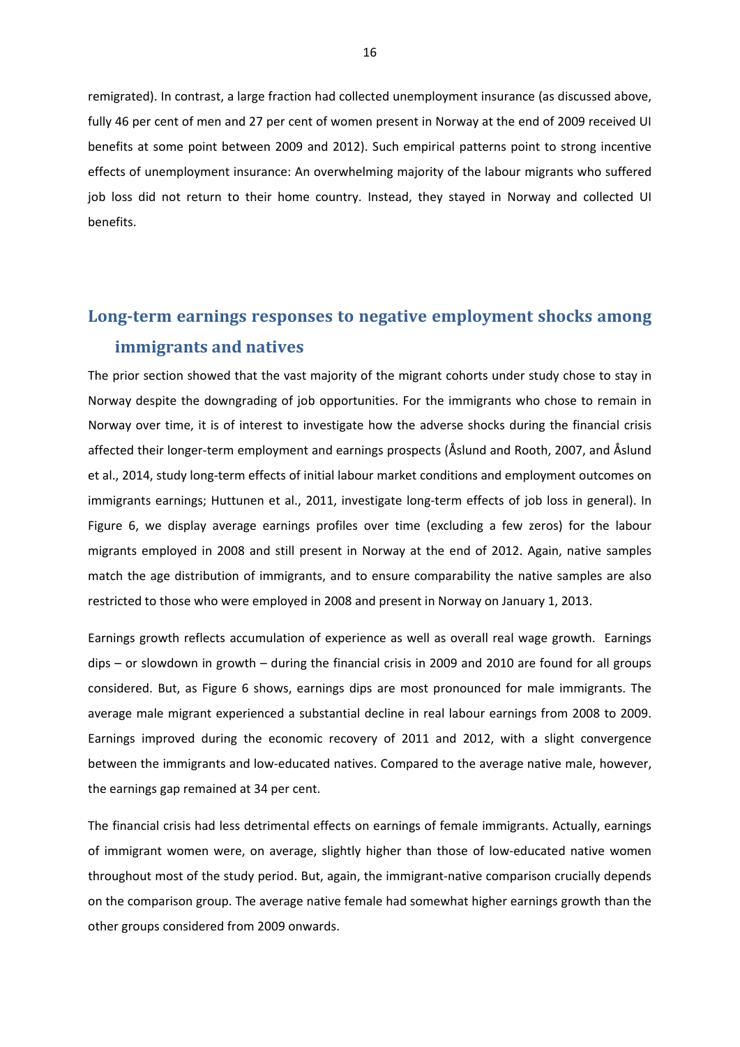remigrated). In contrast, a large fraction had collected unemployment insurance (as discussed above, fully 46 per cent of men and 27 per cent of women present in Norway at the end of 2009 received UI benefits at some point between 2009 and 2012). Such empirical patterns point to strong incentive effects of unemployment insurance: An overwhelming majority of the labour migrants who suffered job loss did not return to their home country. Instead, they stayed in Norway and collected UI benefits.

## Long-term earnings responses to negative employment shocks among immigrants and natives

The prior section showed that the vast majority of the migrant cohorts under study chose to stay in Norway despite the downgrading of job opportunities. For the immigrants who chose to remain in Norway over time, it is of interest to investigate how the adverse shocks during the financial crisis affected their longer-term employment and earnings prospects (Åslund and Rooth, 2007, and Åslund et al., 2014, study long-term effects of initial labour market conditions and employment outcomes on immigrants earnings; Huttunen et al., 2011, investigate long-term effects of job loss in general). In Figure 6, we display average earnings profiles over time (excluding a few zeros) for the labour migrants employed in 2008 and still present in Norway at the end of 2012. Again, native samples match the age distribution of immigrants, and to ensure comparability the native samples are also restricted to those who were employed in 2008 and present in Norway on January 1, 2013.

Earnings growth reflects accumulation of experience as well as overall real wage growth. Earnings dips – or slowdown in growth – during the financial crisis in 2009 and 2010 are found for all groups considered. But, as Figure 6 shows, earnings dips are most pronounced for male immigrants. The average male migrant experienced a substantial decline in real labour earnings from 2008 to 2009. Earnings improved during the economic recovery of 2011 and 2012, with a slight convergence between the immigrants and low-educated natives. Compared to the average native male, however, the earnings gap remained at 34 per cent.

The financial crisis had less detrimental effects on earnings of female immigrants. Actually, earnings of immigrant women were, on average, slightly higher than those of low-educated native women throughout most of the study period. But, again, the immigrant-native comparison crucially depends on the comparison group. The average native female had somewhat higher earnings growth than the other groups considered from 2009 onwards.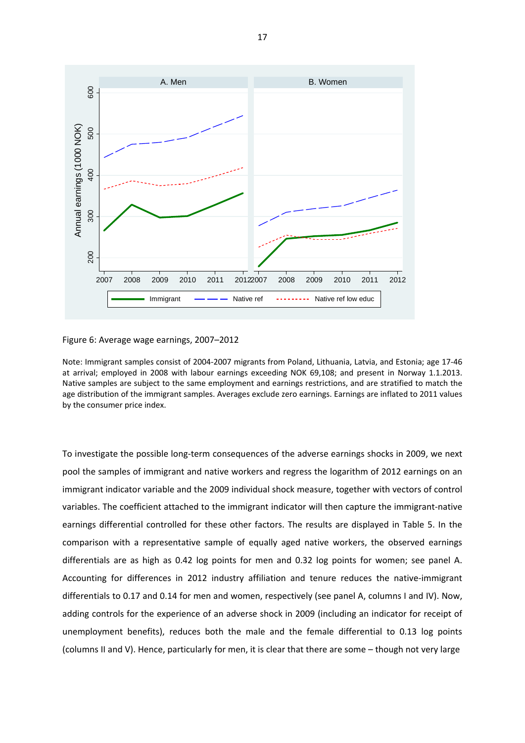Figure 6: Average wage earnings, 2007–2012

Note: Immigrant samples consist of 2004-2007 migrants from Poland, Lithuania, Latvia, and Estonia; age 17-46 at arrival; employed in 2008 with labour earnings exceeding NOK 69,108; and present in Norway 1.1.2013. Native samples are subject to the same employment and earnings restrictions, and are stratified to match the age distribution of the immigrant samples. Averages exclude zero earnings. Earnings are inflated to 2011 values by the consumer price index.

To investigate the possible long-term consequences of the adverse earnings shocks in 2009, we next pool the samples of immigrant and native workers and regress the logarithm of 2012 earnings on an immigrant indicator variable and the 2009 individual shock measure, together with vectors of control variables. The coefficient attached to the immigrant indicator will then capture the immigrant-native earnings differential controlled for these other factors. The results are displayed in Table 5. In the comparison with a representative sample of equally aged native workers, the observed earnings differentials are as high as 0.42 log points for men and 0.32 log points for women; see panel A. Accounting for differences in 2012 industry affiliation and tenure reduces the native-immigrant differentials to 0.17 and 0.14 for men and women, respectively (see panel A, columns I and IV). Now, adding controls for the experience of an adverse shock in 2009 (including an indicator for receipt of unemployment benefits), reduces both the male and the female differential to 0.13 log points (columns II and V). Hence, particularly for men, it is clear that there are some – though not very large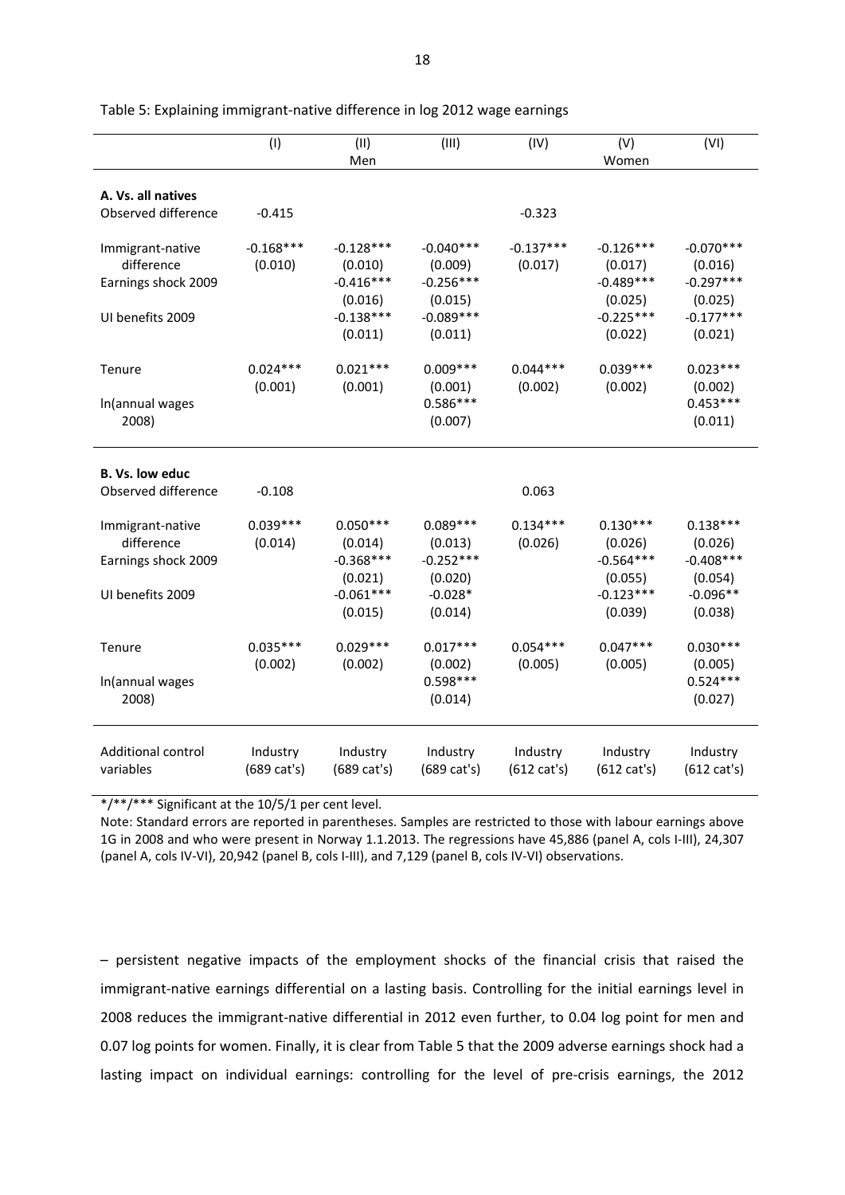Table 5: Explaining immigrant-native difference in log 2012 wage earnings

| | (I) | (II) | (III) | (IV) | (V) | (VI) |
|---|---|---|---|---|---|---|
| | | Men | | | Women | |
| **A. Vs. all natives** | | | | | | |
| Observed difference | -0.415 | | | -0.323 | | |
| Immigrant-native difference | -0.168*** | -0.128*** | -0.040*** | -0.137*** | -0.126*** | -0.070*** |
| | (0.010) | (0.010) | (0.009) | (0.017) | (0.017) | (0.016) |
| Earnings shock 2009 | | -0.416*** | -0.256*** | | -0.489*** | -0.297*** |
| | | (0.016) | (0.015) | | (0.025) | (0.025) |
| UI benefits 2009 | | -0.138*** | -0.089*** | | -0.225*** | -0.177*** |
| | | (0.011) | (0.011) | | (0.022) | (0.021) |
| Tenure | 0.024*** | 0.021*** | 0.009*** | 0.044*** | 0.039*** | 0.023*** |
| | (0.001) | (0.001) | (0.001) | (0.002) | (0.002) | (0.002) |
| ln(annual wages 2008) | | | 0.586*** | | | 0.453*** |
| | | | (0.007) | | | (0.011) |
| **B. Vs. low educ** | | | | | | |
| Observed difference | -0.108 | | | 0.063 | | |
| Immigrant-native difference | 0.039*** | 0.050*** | 0.089*** | 0.134*** | 0.130*** | 0.138*** |
| | (0.014) | (0.014) | (0.013) | (0.026) | (0.026) | (0.026) |
| Earnings shock 2009 | | -0.368*** | -0.252*** | | -0.564*** | -0.408*** |
| | | (0.021) | (0.020) | | (0.055) | (0.054) |
| UI benefits 2009 | | -0.061*** | -0.028* | | -0.123*** | -0.096** |
| | | (0.015) | (0.014) | | (0.039) | (0.038) |
| Tenure | 0.035*** | 0.029*** | 0.017*** | 0.054*** | 0.047*** | 0.030*** |
| | (0.002) | (0.002) | (0.002) | (0.005) | (0.005) | (0.005) |
| ln(annual wages 2008) | | | 0.598*** | | | 0.524*** |
| | | | (0.014) | | | (0.027) |
| Additional control variables | Industry (689 cat's) | Industry (689 cat's) | Industry (689 cat's) | Industry (612 cat's) | Industry (612 cat's) | Industry (612 cat's) |

*/**/*** Significant at the 10/5/1 per cent level.

Note: Standard errors are reported in parentheses. Samples are restricted to those with labour earnings above 1G in 2008 and who were present in Norway 1.1.2013. The regressions have 45,886 (panel A, cols I-III), 24,307 (panel A, cols IV-VI), 20,942 (panel B, cols I-III), and 7,129 (panel B, cols IV-VI) observations.

– persistent negative impacts of the employment shocks of the financial crisis that raised the immigrant-native earnings differential on a lasting basis. Controlling for the initial earnings level in 2008 reduces the immigrant-native differential in 2012 even further, to 0.04 log point for men and 0.07 log points for women. Finally, it is clear from Table 5 that the 2009 adverse earnings shock had a lasting impact on individual earnings: controlling for the level of pre-crisis earnings, the 2012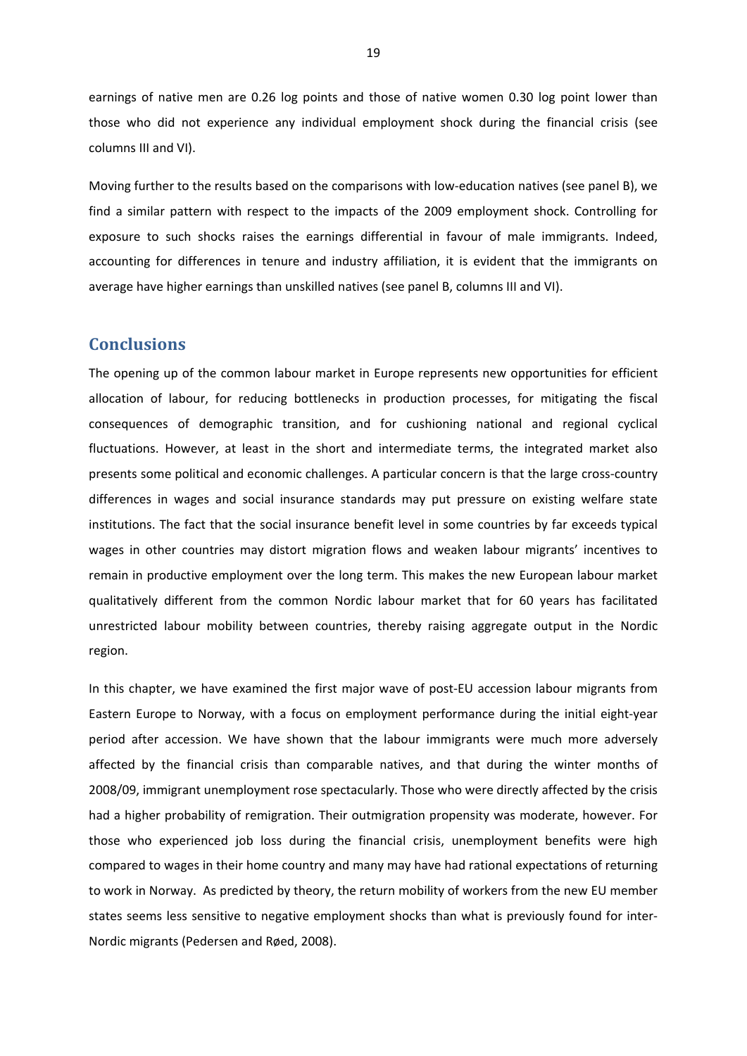earnings of native men are 0.26 log points and those of native women 0.30 log point lower than those who did not experience any individual employment shock during the financial crisis (see columns III and VI).

Moving further to the results based on the comparisons with low-education natives (see panel B), we find a similar pattern with respect to the impacts of the 2009 employment shock. Controlling for exposure to such shocks raises the earnings differential in favour of male immigrants. Indeed, accounting for differences in tenure and industry affiliation, it is evident that the immigrants on average have higher earnings than unskilled natives (see panel B, columns III and VI).

## Conclusions

The opening up of the common labour market in Europe represents new opportunities for efficient allocation of labour, for reducing bottlenecks in production processes, for mitigating the fiscal consequences of demographic transition, and for cushioning national and regional cyclical fluctuations. However, at least in the short and intermediate terms, the integrated market also presents some political and economic challenges. A particular concern is that the large cross-country differences in wages and social insurance standards may put pressure on existing welfare state institutions. The fact that the social insurance benefit level in some countries by far exceeds typical wages in other countries may distort migration flows and weaken labour migrants' incentives to remain in productive employment over the long term. This makes the new European labour market qualitatively different from the common Nordic labour market that for 60 years has facilitated unrestricted labour mobility between countries, thereby raising aggregate output in the Nordic region.

In this chapter, we have examined the first major wave of post-EU accession labour migrants from Eastern Europe to Norway, with a focus on employment performance during the initial eight-year period after accession. We have shown that the labour immigrants were much more adversely affected by the financial crisis than comparable natives, and that during the winter months of 2008/09, immigrant unemployment rose spectacularly. Those who were directly affected by the crisis had a higher probability of remigration. Their outmigration propensity was moderate, however. For those who experienced job loss during the financial crisis, unemployment benefits were high compared to wages in their home country and many may have had rational expectations of returning to work in Norway. As predicted by theory, the return mobility of workers from the new EU member states seems less sensitive to negative employment shocks than what is previously found for inter-Nordic migrants (Pedersen and Røed, 2008).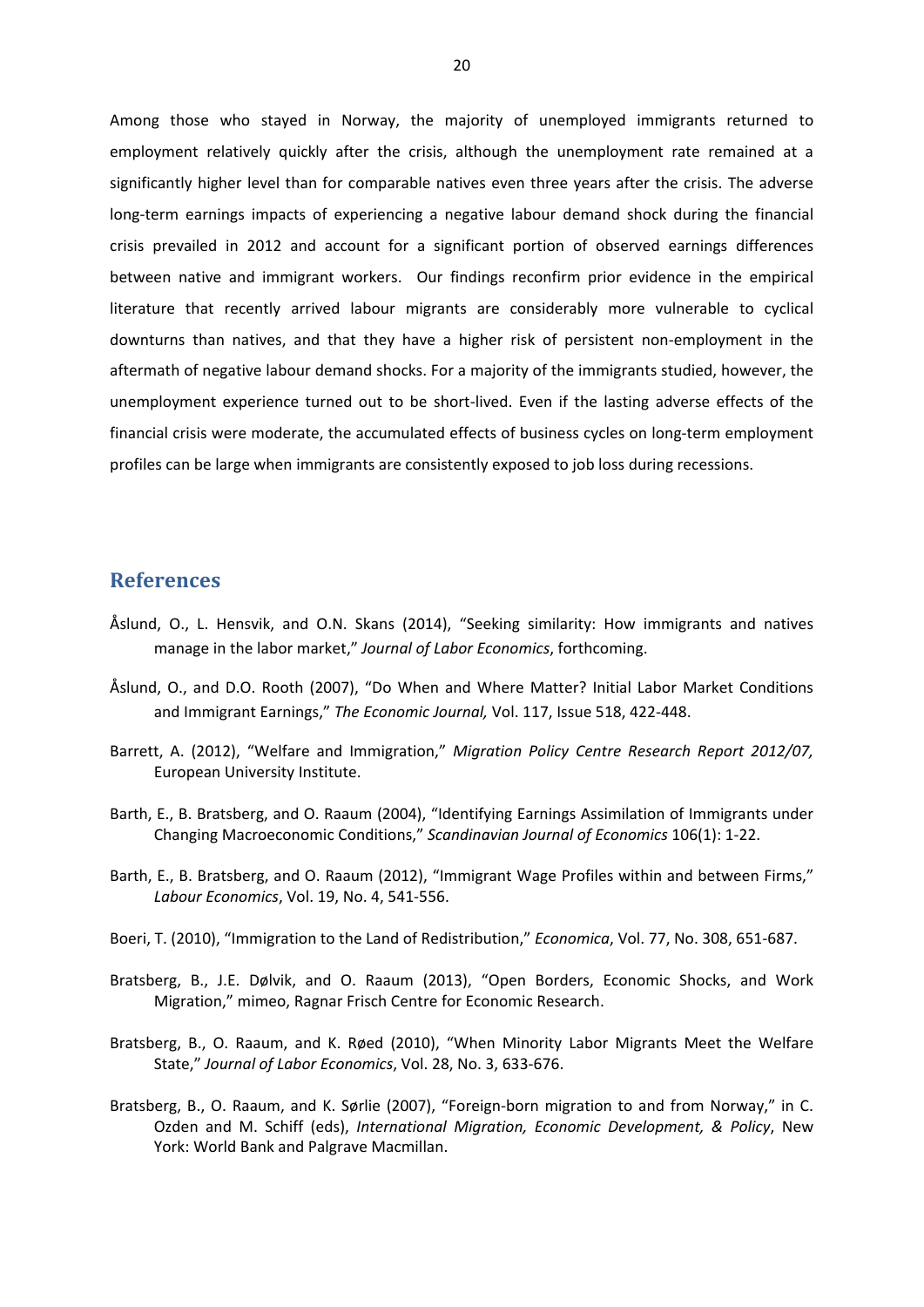Among those who stayed in Norway, the majority of unemployed immigrants returned to employment relatively quickly after the crisis, although the unemployment rate remained at a significantly higher level than for comparable natives even three years after the crisis. The adverse long-term earnings impacts of experiencing a negative labour demand shock during the financial crisis prevailed in 2012 and account for a significant portion of observed earnings differences between native and immigrant workers. Our findings reconfirm prior evidence in the empirical literature that recently arrived labour migrants are considerably more vulnerable to cyclical downturns than natives, and that they have a higher risk of persistent non-employment in the aftermath of negative labour demand shocks. For a majority of the immigrants studied, however, the unemployment experience turned out to be short-lived. Even if the lasting adverse effects of the financial crisis were moderate, the accumulated effects of business cycles on long-term employment profiles can be large when immigrants are consistently exposed to job loss during recessions.

## References

Åslund, O., L. Hensvik, and O.N. Skans (2014), "Seeking similarity: How immigrants and natives manage in the labor market," *Journal of Labor Economics*, forthcoming.

Åslund, O., and D.O. Rooth (2007), "Do When and Where Matter? Initial Labor Market Conditions and Immigrant Earnings," *The Economic Journal,* Vol. 117, Issue 518, 422-448.

Barrett, A. (2012), "Welfare and Immigration," *Migration Policy Centre Research Report 2012/07,* European University Institute.

Barth, E., B. Bratsberg, and O. Raaum (2004), "Identifying Earnings Assimilation of Immigrants under Changing Macroeconomic Conditions," *Scandinavian Journal of Economics* 106(1): 1-22.

Barth, E., B. Bratsberg, and O. Raaum (2012), "Immigrant Wage Profiles within and between Firms," *Labour Economics*, Vol. 19, No. 4, 541-556.

Boeri, T. (2010), "Immigration to the Land of Redistribution," *Economica*, Vol. 77, No. 308, 651-687.

Bratsberg, B., J.E. Dølvik, and O. Raaum (2013), "Open Borders, Economic Shocks, and Work Migration," mimeo, Ragnar Frisch Centre for Economic Research.

Bratsberg, B., O. Raaum, and K. Røed (2010), "When Minority Labor Migrants Meet the Welfare State," *Journal of Labor Economics*, Vol. 28, No. 3, 633-676.

Bratsberg, B., O. Raaum, and K. Sørlie (2007), "Foreign-born migration to and from Norway," in C. Ozden and M. Schiff (eds), *International Migration, Economic Development, & Policy*, New York: World Bank and Palgrave Macmillan.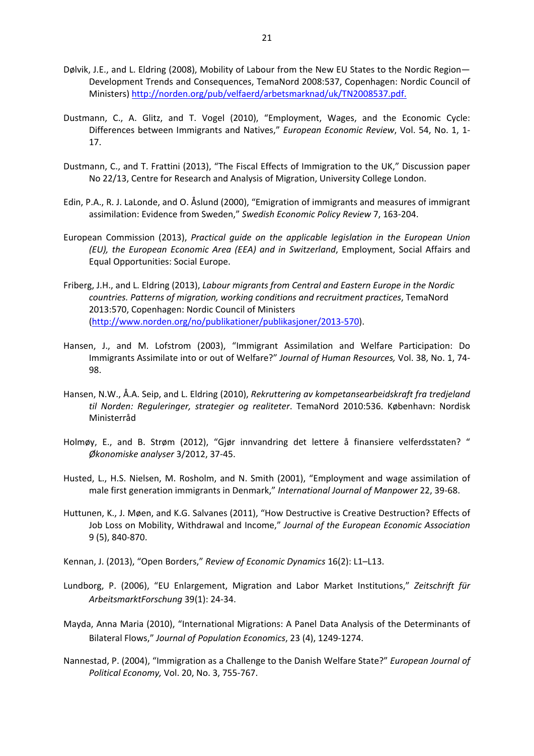Dølvik, J.E., and L. Eldring (2008), Mobility of Labour from the New EU States to the Nordic Region—Development Trends and Consequences, TemaNord 2008:537, Copenhagen: Nordic Council of Ministers) http://norden.org/pub/velfaerd/arbetsmarknad/uk/TN2008537.pdf.

Dustmann, C., A. Glitz, and T. Vogel (2010), "Employment, Wages, and the Economic Cycle: Differences between Immigrants and Natives," *European Economic Review*, Vol. 54, No. 1, 1-17.

Dustmann, C., and T. Frattini (2013), "The Fiscal Effects of Immigration to the UK," Discussion paper No 22/13, Centre for Research and Analysis of Migration, University College London.

Edin, P.A., R. J. LaLonde, and O. Åslund (2000), "Emigration of immigrants and measures of immigrant assimilation: Evidence from Sweden," *Swedish Economic Policy Review* 7, 163-204.

European Commission (2013), *Practical guide on the applicable legislation in the European Union (EU), the European Economic Area (EEA) and in Switzerland*, Employment, Social Affairs and Equal Opportunities: Social Europe.

Friberg, J.H., and L. Eldring (2013), *Labour migrants from Central and Eastern Europe in the Nordic countries. Patterns of migration, working conditions and recruitment practices*, TemaNord 2013:570, Copenhagen: Nordic Council of Ministers (http://www.norden.org/no/publikationer/publikasjoner/2013-570).

Hansen, J., and M. Lofstrom (2003), "Immigrant Assimilation and Welfare Participation: Do Immigrants Assimilate into or out of Welfare?" *Journal of Human Resources,* Vol. 38, No. 1, 74-98.

Hansen, N.W., Å.A. Seip, and L. Eldring (2010), *Rekruttering av kompetansearbeidskraft fra tredjeland til Norden: Reguleringer, strategier og realiteter*. TemaNord 2010:536. København: Nordisk Ministerråd

Holmøy, E., and B. Strøm (2012), "Gjør innvandring det lettere å finansiere velferdsstaten? " *Økonomiske analyser* 3/2012, 37-45.

Husted, L., H.S. Nielsen, M. Rosholm, and N. Smith (2001), "Employment and wage assimilation of male first generation immigrants in Denmark," *International Journal of Manpower* 22, 39-68.

Huttunen, K., J. Møen, and K.G. Salvanes (2011), "How Destructive is Creative Destruction? Effects of Job Loss on Mobility, Withdrawal and Income," *Journal of the European Economic Association* 9 (5), 840-870.

Kennan, J. (2013), "Open Borders," *Review of Economic Dynamics* 16(2): L1–L13.

Lundborg, P. (2006), "EU Enlargement, Migration and Labor Market Institutions," *Zeitschrift für ArbeitsmarktForschung* 39(1): 24-34.

Mayda, Anna Maria (2010), "International Migrations: A Panel Data Analysis of the Determinants of Bilateral Flows," *Journal of Population Economics*, 23 (4), 1249-1274.

Nannestad, P. (2004), "Immigration as a Challenge to the Danish Welfare State?" *European Journal of Political Economy,* Vol. 20, No. 3, 755-767.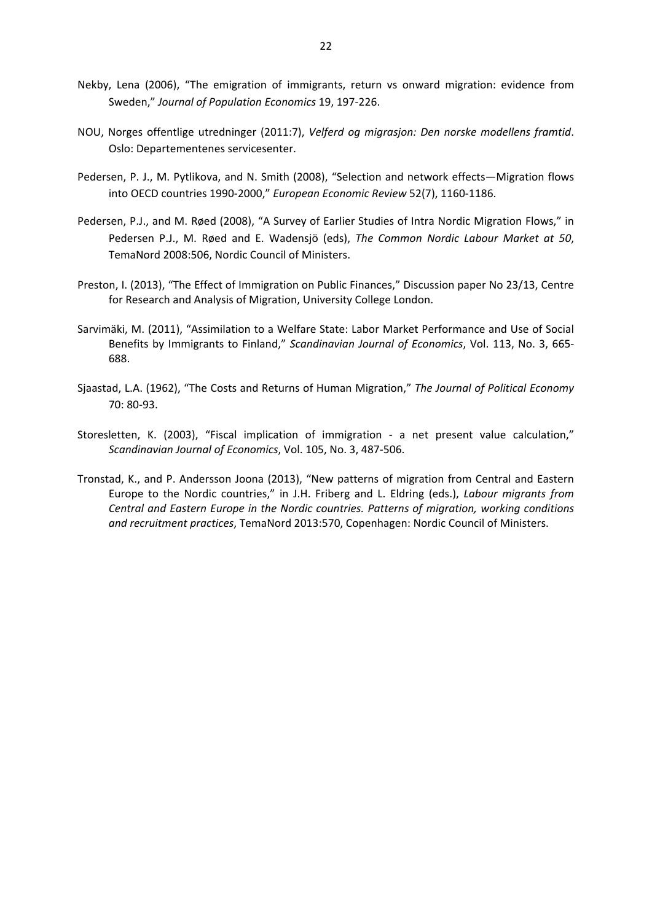Nekby, Lena (2006), "The emigration of immigrants, return vs onward migration: evidence from Sweden," *Journal of Population Economics* 19, 197-226.

NOU, Norges offentlige utredninger (2011:7), *Velferd og migrasjon: Den norske modellens framtid*. Oslo: Departementenes servicesenter.

Pedersen, P. J., M. Pytlikova, and N. Smith (2008), "Selection and network effects—Migration flows into OECD countries 1990-2000," *European Economic Review* 52(7), 1160-1186.

Pedersen, P.J., and M. Røed (2008), "A Survey of Earlier Studies of Intra Nordic Migration Flows," in Pedersen P.J., M. Røed and E. Wadensjö (eds), *The Common Nordic Labour Market at 50*, TemaNord 2008:506, Nordic Council of Ministers.

Preston, I. (2013), "The Effect of Immigration on Public Finances," Discussion paper No 23/13, Centre for Research and Analysis of Migration, University College London.

Sarvimäki, M. (2011), "Assimilation to a Welfare State: Labor Market Performance and Use of Social Benefits by Immigrants to Finland," *Scandinavian Journal of Economics*, Vol. 113, No. 3, 665-688.

Sjaastad, L.A. (1962), "The Costs and Returns of Human Migration," *The Journal of Political Economy* 70: 80-93.

Storesletten, K. (2003), "Fiscal implication of immigration - a net present value calculation," *Scandinavian Journal of Economics*, Vol. 105, No. 3, 487-506.

Tronstad, K., and P. Andersson Joona (2013), "New patterns of migration from Central and Eastern Europe to the Nordic countries," in J.H. Friberg and L. Eldring (eds.), *Labour migrants from Central and Eastern Europe in the Nordic countries. Patterns of migration, working conditions and recruitment practices*, TemaNord 2013:570, Copenhagen: Nordic Council of Ministers.